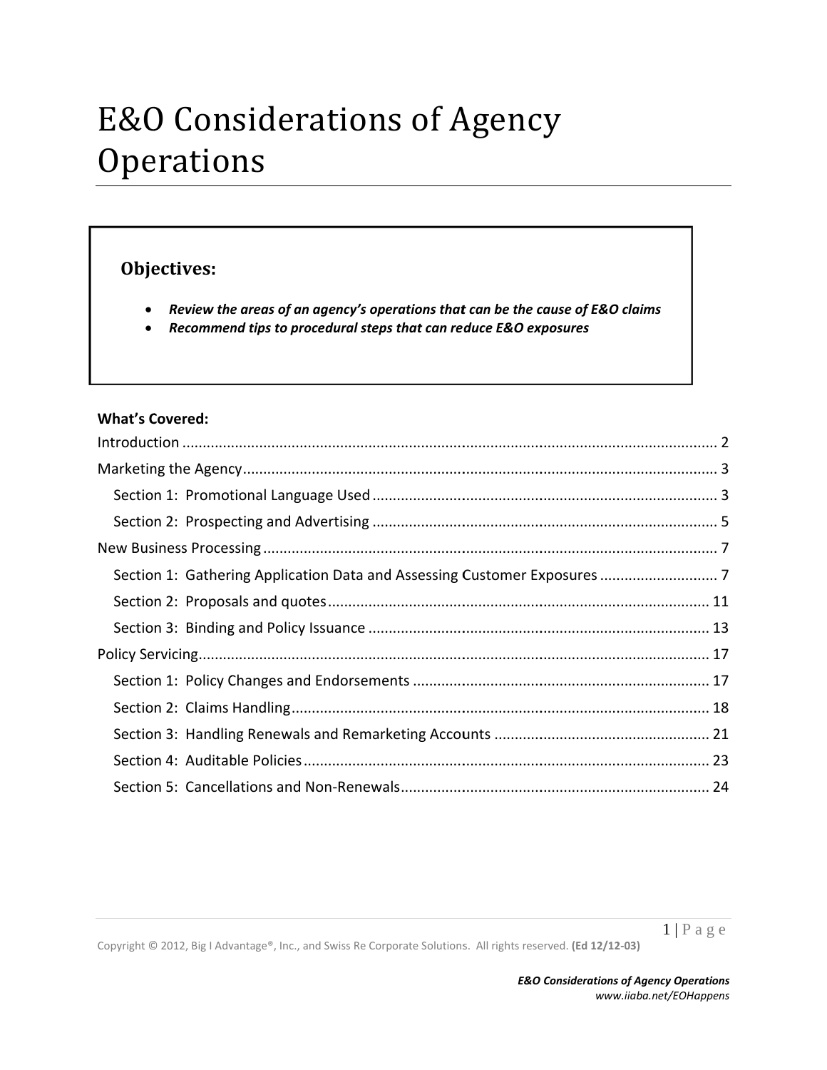# E&O Considerations of Agency Operations

**Objectives:**

- ***Review the areas of an agency's operations that can be the cause of E&O claims***
- ***Recommend tips to procedural steps that can reduce E&O exposures***

**What's Covered:**

Introduction ........................................................................ 2

Marketing the Agency ........................................................................ 3

- Section 1: Promotional Language Used ........................................................................ 3
- Section 2: Prospecting and Advertising ........................................................................ 5

New Business Processing ........................................................................ 7

- Section 1: Gathering Application Data and Assessing Customer Exposures ........................................................................ 7
- Section 2: Proposals and quotes ........................................................................ 11
- Section 3: Binding and Policy Issuance ........................................................................ 13

Policy Servicing ........................................................................ 17

- Section 1: Policy Changes and Endorsements ........................................................................ 17
- Section 2: Claims Handling ........................................................................ 18
- Section 3: Handling Renewals and Remarketing Accounts ........................................................................ 21
- Section 4: Auditable Policies ........................................................................ 23
- Section 5: Cancellations and Non-Renewals ........................................................................ 24

Copyright © 2012, Big I Advantage®, Inc., and Swiss Re Corporate Solutions. All rights reserved. **(Ed 12/12-03)**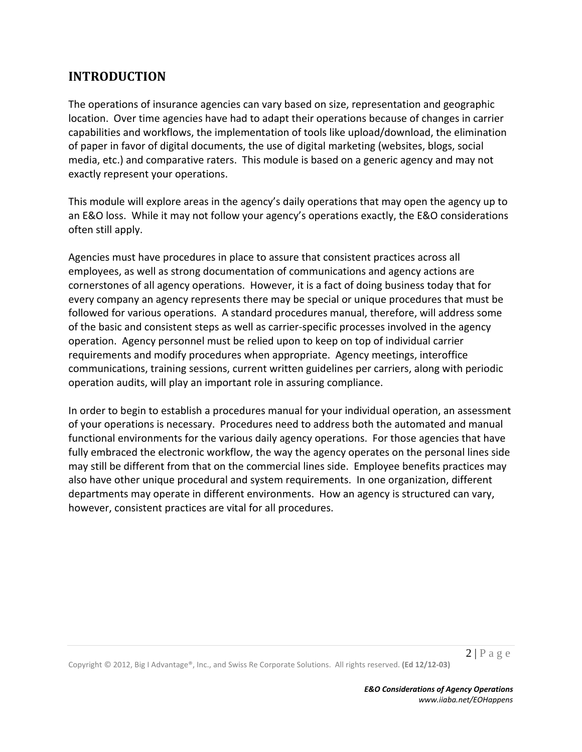## INTRODUCTION

The operations of insurance agencies can vary based on size, representation and geographic location. Over time agencies have had to adapt their operations because of changes in carrier capabilities and workflows, the implementation of tools like upload/download, the elimination of paper in favor of digital documents, the use of digital marketing (websites, blogs, social media, etc.) and comparative raters. This module is based on a generic agency and may not exactly represent your operations.

This module will explore areas in the agency's daily operations that may open the agency up to an E&O loss. While it may not follow your agency's operations exactly, the E&O considerations often still apply.

Agencies must have procedures in place to assure that consistent practices across all employees, as well as strong documentation of communications and agency actions are cornerstones of all agency operations. However, it is a fact of doing business today that for every company an agency represents there may be special or unique procedures that must be followed for various operations. A standard procedures manual, therefore, will address some of the basic and consistent steps as well as carrier-specific processes involved in the agency operation. Agency personnel must be relied upon to keep on top of individual carrier requirements and modify procedures when appropriate. Agency meetings, interoffice communications, training sessions, current written guidelines per carriers, along with periodic operation audits, will play an important role in assuring compliance.

In order to begin to establish a procedures manual for your individual operation, an assessment of your operations is necessary. Procedures need to address both the automated and manual functional environments for the various daily agency operations. For those agencies that have fully embraced the electronic workflow, the way the agency operates on the personal lines side may still be different from that on the commercial lines side. Employee benefits practices may also have other unique procedural and system requirements. In one organization, different departments may operate in different environments. How an agency is structured can vary, however, consistent practices are vital for all procedures.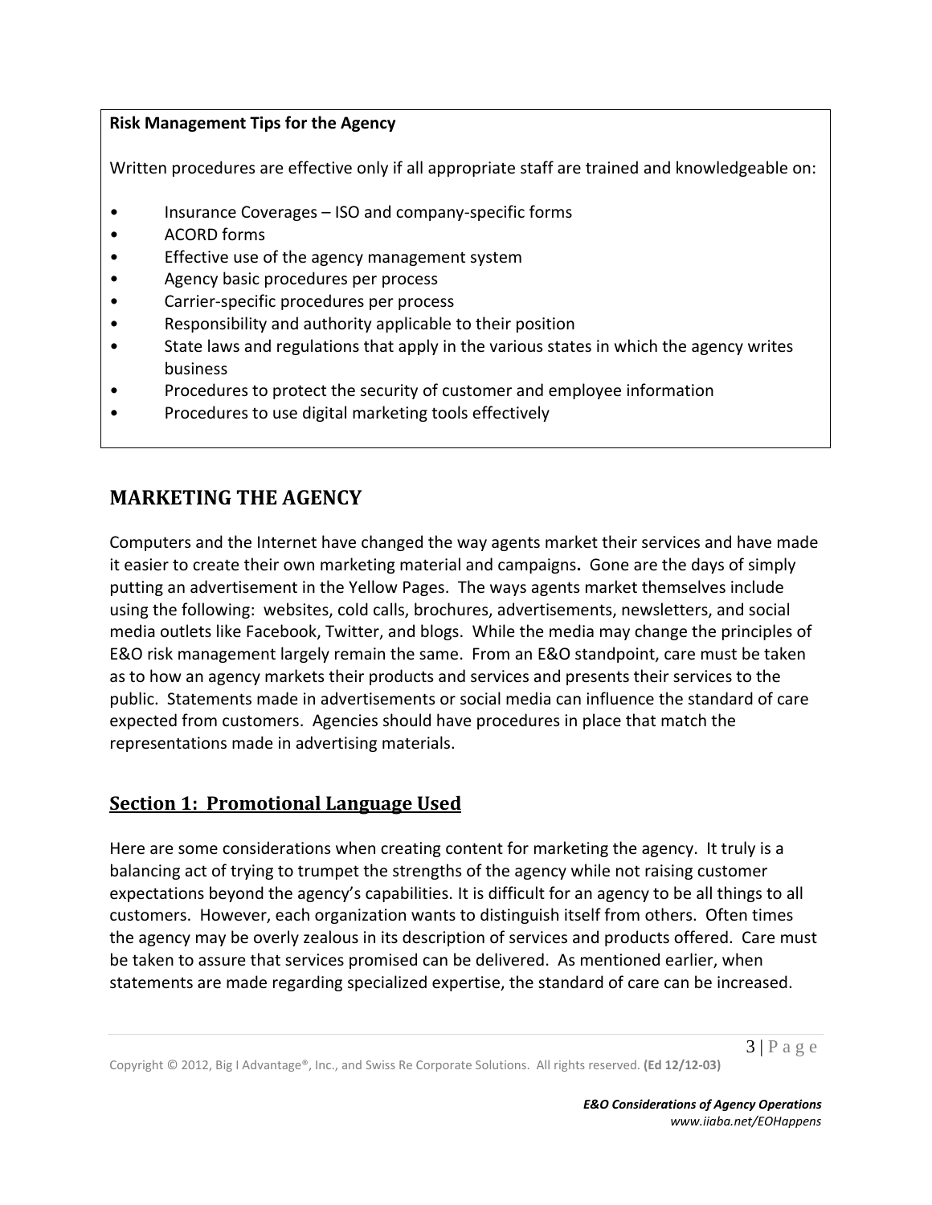**Risk Management Tips for the Agency**

Written procedures are effective only if all appropriate staff are trained and knowledgeable on:

- Insurance Coverages – ISO and company-specific forms
- ACORD forms
- Effective use of the agency management system
- Agency basic procedures per process
- Carrier-specific procedures per process
- Responsibility and authority applicable to their position
- State laws and regulations that apply in the various states in which the agency writes business
- Procedures to protect the security of customer and employee information
- Procedures to use digital marketing tools effectively

## MARKETING THE AGENCY

Computers and the Internet have changed the way agents market their services and have made it easier to create their own marketing material and campaigns**.** Gone are the days of simply putting an advertisement in the Yellow Pages. The ways agents market themselves include using the following: websites, cold calls, brochures, advertisements, newsletters, and social media outlets like Facebook, Twitter, and blogs. While the media may change the principles of E&O risk management largely remain the same. From an E&O standpoint, care must be taken as to how an agency markets their products and services and presents their services to the public. Statements made in advertisements or social media can influence the standard of care expected from customers. Agencies should have procedures in place that match the representations made in advertising materials.

### Section 1: Promotional Language Used

Here are some considerations when creating content for marketing the agency. It truly is a balancing act of trying to trumpet the strengths of the agency while not raising customer expectations beyond the agency's capabilities. It is difficult for an agency to be all things to all customers. However, each organization wants to distinguish itself from others. Often times the agency may be overly zealous in its description of services and products offered. Care must be taken to assure that services promised can be delivered. As mentioned earlier, when statements are made regarding specialized expertise, the standard of care can be increased.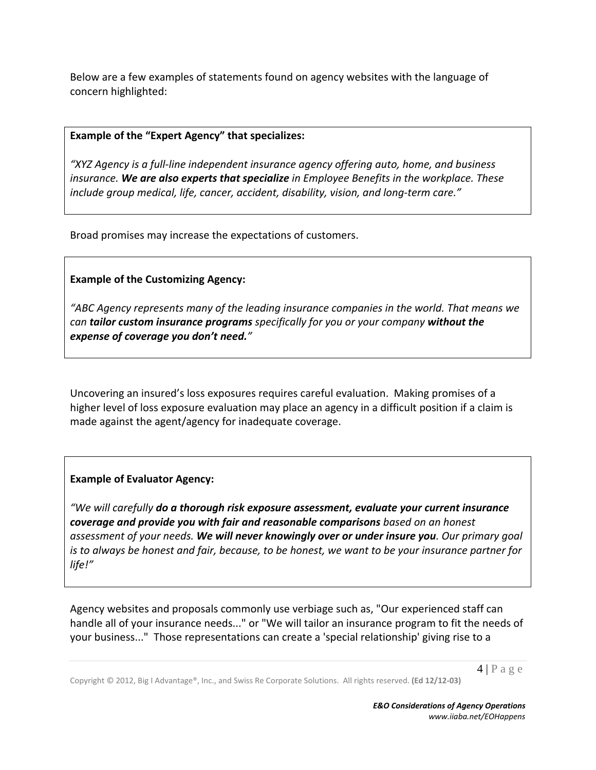Below are a few examples of statements found on agency websites with the language of concern highlighted:

> **Example of the "Expert Agency" that specializes:**
>
> *"XYZ Agency is a full-line independent insurance agency offering auto, home, and business insurance.* ***We are also experts that specialize*** *in Employee Benefits in the workplace. These include group medical, life, cancer, accident, disability, vision, and long-term care."*

Broad promises may increase the expectations of customers.

> **Example of the Customizing Agency:**
>
> *"ABC Agency represents many of the leading insurance companies in the world. That means we can* ***tailor custom insurance programs*** *specifically for you or your company* ***without the expense of coverage you don't need."***

Uncovering an insured's loss exposures requires careful evaluation. Making promises of a higher level of loss exposure evaluation may place an agency in a difficult position if a claim is made against the agent/agency for inadequate coverage.

> **Example of Evaluator Agency:**
>
> *"We will carefully* ***do a thorough risk exposure assessment, evaluate your current insurance coverage and provide you with fair and reasonable comparisons*** *based on an honest assessment of your needs.* ***We will never knowingly over or under insure you****. Our primary goal is to always be honest and fair, because, to be honest, we want to be your insurance partner for life!"*

Agency websites and proposals commonly use verbiage such as, "Our experienced staff can handle all of your insurance needs..." or "We will tailor an insurance program to fit the needs of your business..." Those representations can create a 'special relationship' giving rise to a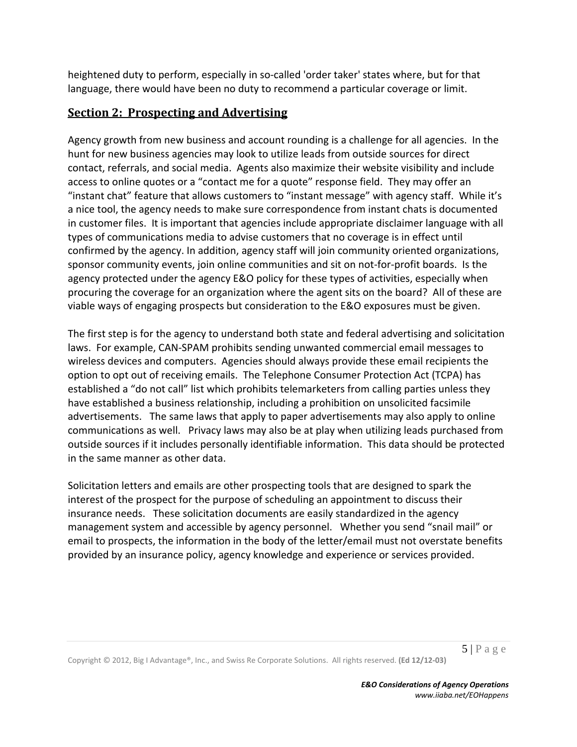heightened duty to perform, especially in so-called 'order taker' states where, but for that language, there would have been no duty to recommend a particular coverage or limit.

## Section 2: Prospecting and Advertising

Agency growth from new business and account rounding is a challenge for all agencies. In the hunt for new business agencies may look to utilize leads from outside sources for direct contact, referrals, and social media. Agents also maximize their website visibility and include access to online quotes or a "contact me for a quote" response field. They may offer an "instant chat" feature that allows customers to "instant message" with agency staff. While it's a nice tool, the agency needs to make sure correspondence from instant chats is documented in customer files. It is important that agencies include appropriate disclaimer language with all types of communications media to advise customers that no coverage is in effect until confirmed by the agency. In addition, agency staff will join community oriented organizations, sponsor community events, join online communities and sit on not-for-profit boards. Is the agency protected under the agency E&O policy for these types of activities, especially when procuring the coverage for an organization where the agent sits on the board? All of these are viable ways of engaging prospects but consideration to the E&O exposures must be given.

The first step is for the agency to understand both state and federal advertising and solicitation laws. For example, CAN-SPAM prohibits sending unwanted commercial email messages to wireless devices and computers. Agencies should always provide these email recipients the option to opt out of receiving emails. The Telephone Consumer Protection Act (TCPA) has established a "do not call" list which prohibits telemarketers from calling parties unless they have established a business relationship, including a prohibition on unsolicited facsimile advertisements. The same laws that apply to paper advertisements may also apply to online communications as well. Privacy laws may also be at play when utilizing leads purchased from outside sources if it includes personally identifiable information. This data should be protected in the same manner as other data.

Solicitation letters and emails are other prospecting tools that are designed to spark the interest of the prospect for the purpose of scheduling an appointment to discuss their insurance needs. These solicitation documents are easily standardized in the agency management system and accessible by agency personnel. Whether you send "snail mail" or email to prospects, the information in the body of the letter/email must not overstate benefits provided by an insurance policy, agency knowledge and experience or services provided.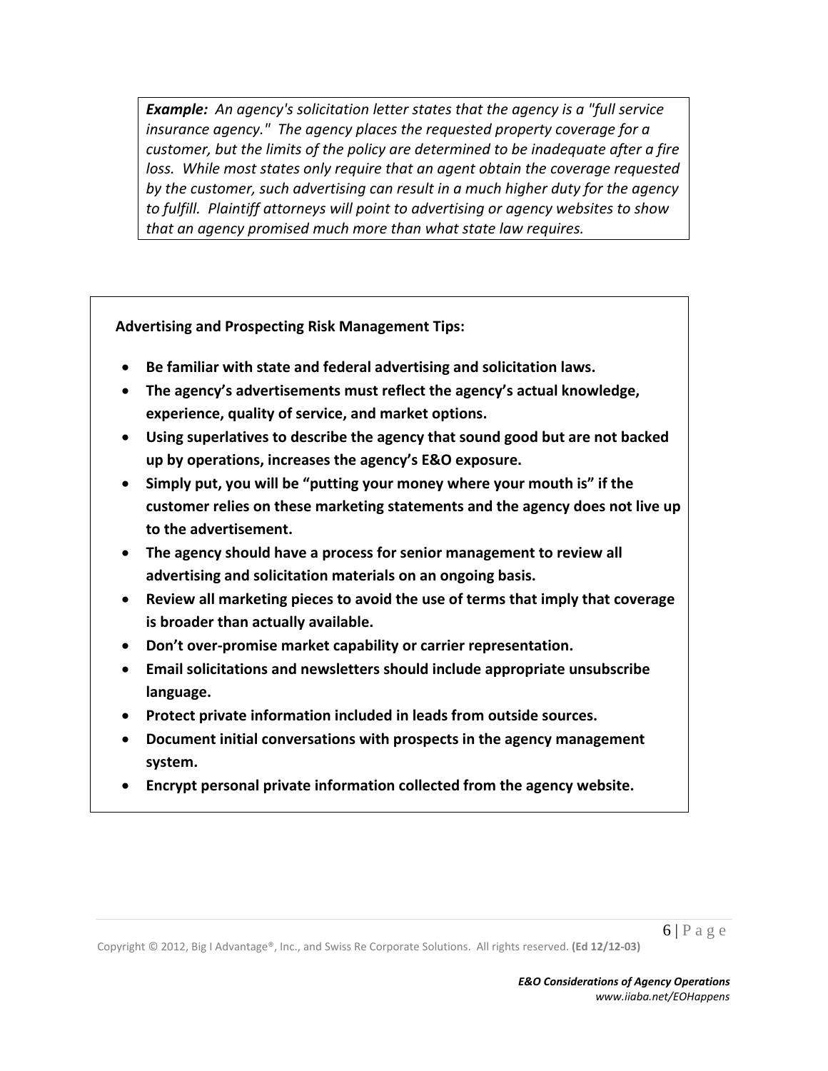***Example:*** *An agency's solicitation letter states that the agency is a "full service insurance agency." The agency places the requested property coverage for a customer, but the limits of the policy are determined to be inadequate after a fire loss. While most states only require that an agent obtain the coverage requested by the customer, such advertising can result in a much higher duty for the agency to fulfill. Plaintiff attorneys will point to advertising or agency websites to show that an agency promised much more than what state law requires.*

**Advertising and Prospecting Risk Management Tips:**

- **Be familiar with state and federal advertising and solicitation laws.**
- **The agency's advertisements must reflect the agency's actual knowledge, experience, quality of service, and market options.**
- **Using superlatives to describe the agency that sound good but are not backed up by operations, increases the agency's E&O exposure.**
- **Simply put, you will be "putting your money where your mouth is" if the customer relies on these marketing statements and the agency does not live up to the advertisement.**
- **The agency should have a process for senior management to review all advertising and solicitation materials on an ongoing basis.**
- **Review all marketing pieces to avoid the use of terms that imply that coverage is broader than actually available.**
- **Don't over-promise market capability or carrier representation.**
- **Email solicitations and newsletters should include appropriate unsubscribe language.**
- **Protect private information included in leads from outside sources.**
- **Document initial conversations with prospects in the agency management system.**
- **Encrypt personal private information collected from the agency website.**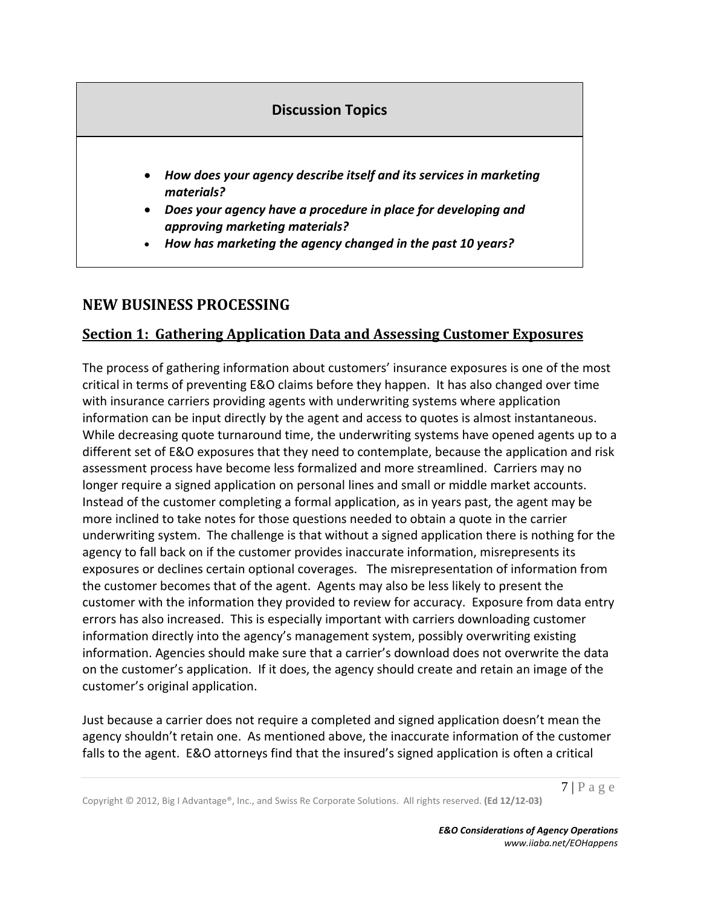| Discussion Topics |
| --- |
| • ***How does your agency describe itself and its services in marketing materials?***<br>• ***Does your agency have a procedure in place for developing and approving marketing materials?***<br>• ***How has marketing the agency changed in the past 10 years?*** |

## NEW BUSINESS PROCESSING

### Section 1: Gathering Application Data and Assessing Customer Exposures

The process of gathering information about customers' insurance exposures is one of the most critical in terms of preventing E&O claims before they happen. It has also changed over time with insurance carriers providing agents with underwriting systems where application information can be input directly by the agent and access to quotes is almost instantaneous. While decreasing quote turnaround time, the underwriting systems have opened agents up to a different set of E&O exposures that they need to contemplate, because the application and risk assessment process have become less formalized and more streamlined. Carriers may no longer require a signed application on personal lines and small or middle market accounts. Instead of the customer completing a formal application, as in years past, the agent may be more inclined to take notes for those questions needed to obtain a quote in the carrier underwriting system. The challenge is that without a signed application there is nothing for the agency to fall back on if the customer provides inaccurate information, misrepresents its exposures or declines certain optional coverages. The misrepresentation of information from the customer becomes that of the agent. Agents may also be less likely to present the customer with the information they provided to review for accuracy. Exposure from data entry errors has also increased. This is especially important with carriers downloading customer information directly into the agency's management system, possibly overwriting existing information. Agencies should make sure that a carrier's download does not overwrite the data on the customer's application. If it does, the agency should create and retain an image of the customer's original application.

Just because a carrier does not require a completed and signed application doesn't mean the agency shouldn't retain one. As mentioned above, the inaccurate information of the customer falls to the agent. E&O attorneys find that the insured's signed application is often a critical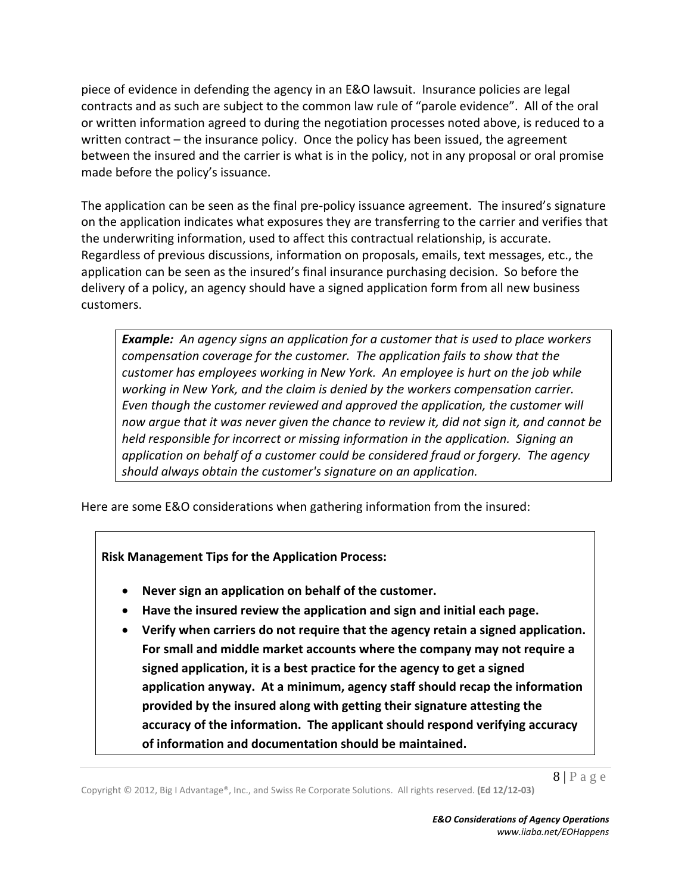piece of evidence in defending the agency in an E&O lawsuit. Insurance policies are legal contracts and as such are subject to the common law rule of "parole evidence". All of the oral or written information agreed to during the negotiation processes noted above, is reduced to a written contract – the insurance policy. Once the policy has been issued, the agreement between the insured and the carrier is what is in the policy, not in any proposal or oral promise made before the policy's issuance.

The application can be seen as the final pre-policy issuance agreement. The insured's signature on the application indicates what exposures they are transferring to the carrier and verifies that the underwriting information, used to affect this contractual relationship, is accurate. Regardless of previous discussions, information on proposals, emails, text messages, etc., the application can be seen as the insured's final insurance purchasing decision. So before the delivery of a policy, an agency should have a signed application form from all new business customers.

> ***Example:*** *An agency signs an application for a customer that is used to place workers compensation coverage for the customer. The application fails to show that the customer has employees working in New York. An employee is hurt on the job while working in New York, and the claim is denied by the workers compensation carrier. Even though the customer reviewed and approved the application, the customer will now argue that it was never given the chance to review it, did not sign it, and cannot be held responsible for incorrect or missing information in the application. Signing an application on behalf of a customer could be considered fraud or forgery. The agency should always obtain the customer's signature on an application.*

Here are some E&O considerations when gathering information from the insured:

> **Risk Management Tips for the Application Process:**
>
> - **Never sign an application on behalf of the customer.**
> - **Have the insured review the application and sign and initial each page.**
> - **Verify when carriers do not require that the agency retain a signed application. For small and middle market accounts where the company may not require a signed application, it is a best practice for the agency to get a signed application anyway. At a minimum, agency staff should recap the information provided by the insured along with getting their signature attesting the accuracy of the information. The applicant should respond verifying accuracy of information and documentation should be maintained.**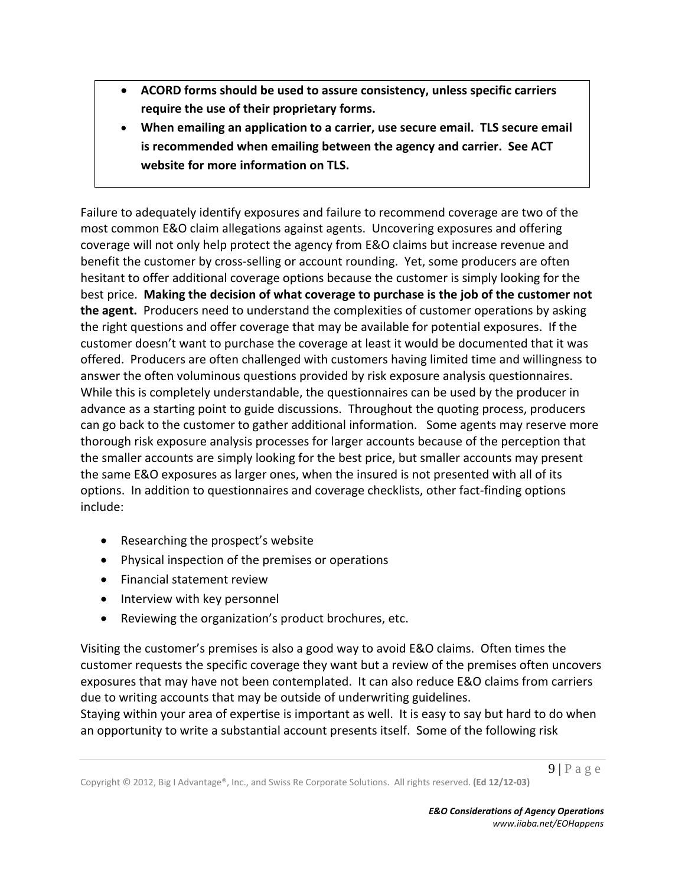- **ACORD forms should be used to assure consistency, unless specific carriers require the use of their proprietary forms.**
- **When emailing an application to a carrier, use secure email. TLS secure email is recommended when emailing between the agency and carrier. See ACT website for more information on TLS.**

Failure to adequately identify exposures and failure to recommend coverage are two of the most common E&O claim allegations against agents. Uncovering exposures and offering coverage will not only help protect the agency from E&O claims but increase revenue and benefit the customer by cross-selling or account rounding. Yet, some producers are often hesitant to offer additional coverage options because the customer is simply looking for the best price. **Making the decision of what coverage to purchase is the job of the customer not the agent.** Producers need to understand the complexities of customer operations by asking the right questions and offer coverage that may be available for potential exposures. If the customer doesn't want to purchase the coverage at least it would be documented that it was offered. Producers are often challenged with customers having limited time and willingness to answer the often voluminous questions provided by risk exposure analysis questionnaires. While this is completely understandable, the questionnaires can be used by the producer in advance as a starting point to guide discussions. Throughout the quoting process, producers can go back to the customer to gather additional information. Some agents may reserve more thorough risk exposure analysis processes for larger accounts because of the perception that the smaller accounts are simply looking for the best price, but smaller accounts may present the same E&O exposures as larger ones, when the insured is not presented with all of its options. In addition to questionnaires and coverage checklists, other fact-finding options include:

- Researching the prospect's website
- Physical inspection of the premises or operations
- Financial statement review
- Interview with key personnel
- Reviewing the organization's product brochures, etc.

Visiting the customer's premises is also a good way to avoid E&O claims. Often times the customer requests the specific coverage they want but a review of the premises often uncovers exposures that may have not been contemplated. It can also reduce E&O claims from carriers due to writing accounts that may be outside of underwriting guidelines.
Staying within your area of expertise is important as well. It is easy to say but hard to do when an opportunity to write a substantial account presents itself. Some of the following risk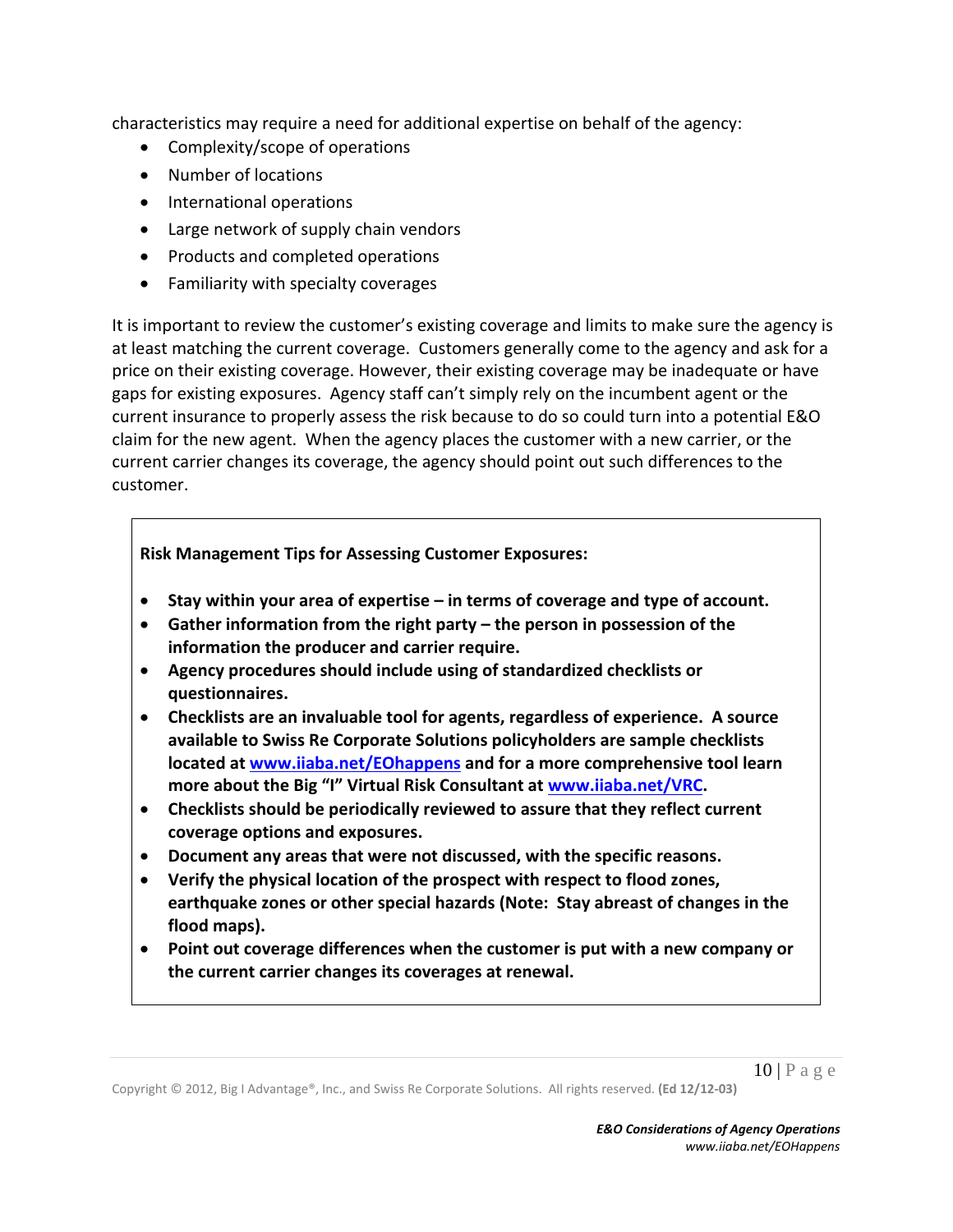characteristics may require a need for additional expertise on behalf of the agency:

- Complexity/scope of operations
- Number of locations
- International operations
- Large network of supply chain vendors
- Products and completed operations
- Familiarity with specialty coverages

It is important to review the customer's existing coverage and limits to make sure the agency is at least matching the current coverage. Customers generally come to the agency and ask for a price on their existing coverage. However, their existing coverage may be inadequate or have gaps for existing exposures. Agency staff can't simply rely on the incumbent agent or the current insurance to properly assess the risk because to do so could turn into a potential E&O claim for the new agent. When the agency places the customer with a new carrier, or the current carrier changes its coverage, the agency should point out such differences to the customer.

**Risk Management Tips for Assessing Customer Exposures:**

- **Stay within your area of expertise – in terms of coverage and type of account.**
- **Gather information from the right party – the person in possession of the information the producer and carrier require.**
- **Agency procedures should include using of standardized checklists or questionnaires.**
- **Checklists are an invaluable tool for agents, regardless of experience. A source available to Swiss Re Corporate Solutions policyholders are sample checklists located at [www.iiaba.net/EOhappens](http://www.iiaba.net/EOhappens) and for a more comprehensive tool learn more about the Big "I" Virtual Risk Consultant at [www.iiaba.net/VRC](http://www.iiaba.net/VRC).**
- **Checklists should be periodically reviewed to assure that they reflect current coverage options and exposures.**
- **Document any areas that were not discussed, with the specific reasons.**
- **Verify the physical location of the prospect with respect to flood zones, earthquake zones or other special hazards (Note: Stay abreast of changes in the flood maps).**
- **Point out coverage differences when the customer is put with a new company or the current carrier changes its coverages at renewal.**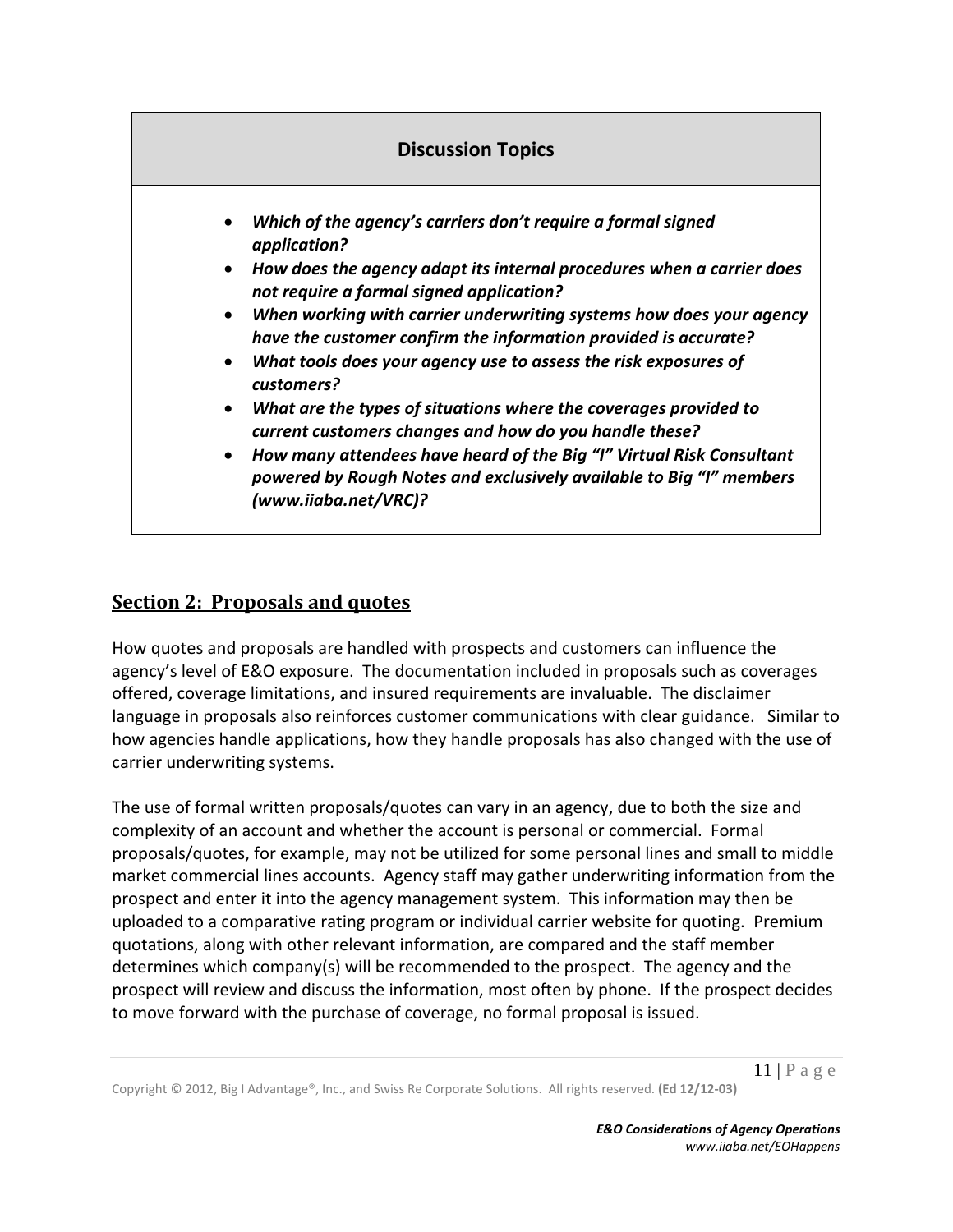**Discussion Topics**

- ***Which of the agency's carriers don't require a formal signed application?***
- ***How does the agency adapt its internal procedures when a carrier does not require a formal signed application?***
- ***When working with carrier underwriting systems how does your agency have the customer confirm the information provided is accurate?***
- ***What tools does your agency use to assess the risk exposures of customers?***
- ***What are the types of situations where the coverages provided to current customers changes and how do you handle these?***
- ***How many attendees have heard of the Big "I" Virtual Risk Consultant powered by Rough Notes and exclusively available to Big "I" members (www.iiaba.net/VRC)?***

## Section 2: Proposals and quotes

How quotes and proposals are handled with prospects and customers can influence the agency's level of E&O exposure. The documentation included in proposals such as coverages offered, coverage limitations, and insured requirements are invaluable. The disclaimer language in proposals also reinforces customer communications with clear guidance. Similar to how agencies handle applications, how they handle proposals has also changed with the use of carrier underwriting systems.

The use of formal written proposals/quotes can vary in an agency, due to both the size and complexity of an account and whether the account is personal or commercial. Formal proposals/quotes, for example, may not be utilized for some personal lines and small to middle market commercial lines accounts. Agency staff may gather underwriting information from the prospect and enter it into the agency management system. This information may then be uploaded to a comparative rating program or individual carrier website for quoting. Premium quotations, along with other relevant information, are compared and the staff member determines which company(s) will be recommended to the prospect. The agency and the prospect will review and discuss the information, most often by phone. If the prospect decides to move forward with the purchase of coverage, no formal proposal is issued.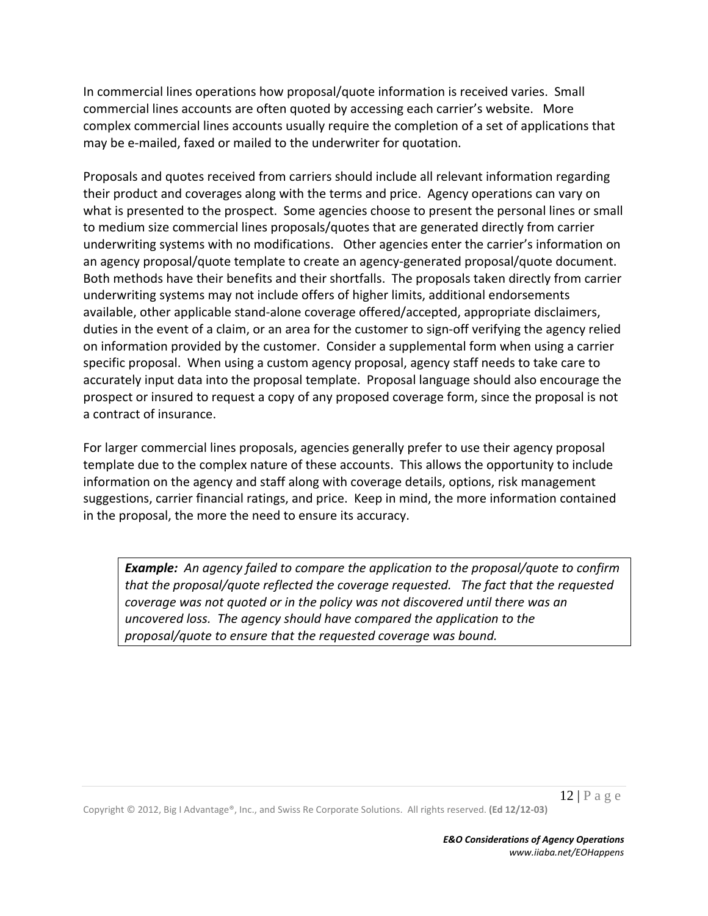In commercial lines operations how proposal/quote information is received varies. Small commercial lines accounts are often quoted by accessing each carrier's website. More complex commercial lines accounts usually require the completion of a set of applications that may be e-mailed, faxed or mailed to the underwriter for quotation.

Proposals and quotes received from carriers should include all relevant information regarding their product and coverages along with the terms and price. Agency operations can vary on what is presented to the prospect. Some agencies choose to present the personal lines or small to medium size commercial lines proposals/quotes that are generated directly from carrier underwriting systems with no modifications. Other agencies enter the carrier's information on an agency proposal/quote template to create an agency-generated proposal/quote document. Both methods have their benefits and their shortfalls. The proposals taken directly from carrier underwriting systems may not include offers of higher limits, additional endorsements available, other applicable stand-alone coverage offered/accepted, appropriate disclaimers, duties in the event of a claim, or an area for the customer to sign-off verifying the agency relied on information provided by the customer. Consider a supplemental form when using a carrier specific proposal. When using a custom agency proposal, agency staff needs to take care to accurately input data into the proposal template. Proposal language should also encourage the prospect or insured to request a copy of any proposed coverage form, since the proposal is not a contract of insurance.

For larger commercial lines proposals, agencies generally prefer to use their agency proposal template due to the complex nature of these accounts. This allows the opportunity to include information on the agency and staff along with coverage details, options, risk management suggestions, carrier financial ratings, and price. Keep in mind, the more information contained in the proposal, the more the need to ensure its accuracy.

> ***Example:*** *An agency failed to compare the application to the proposal/quote to confirm that the proposal/quote reflected the coverage requested. The fact that the requested coverage was not quoted or in the policy was not discovered until there was an uncovered loss. The agency should have compared the application to the proposal/quote to ensure that the requested coverage was bound.*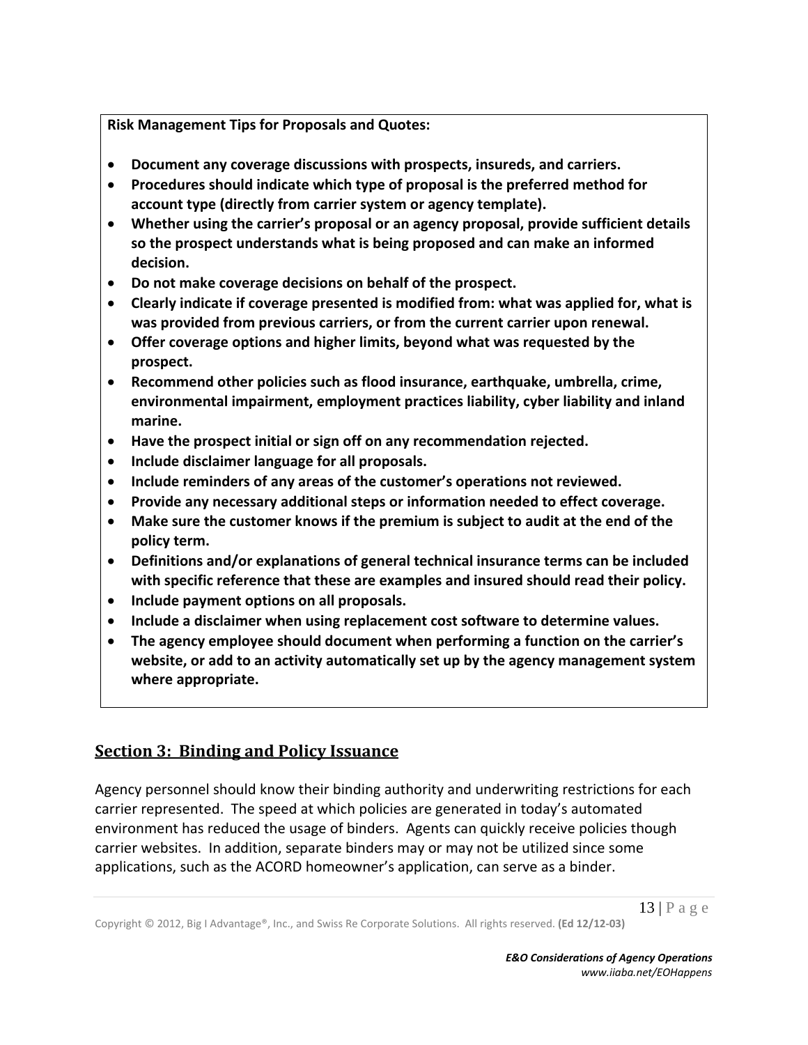**Risk Management Tips for Proposals and Quotes:**

- **Document any coverage discussions with prospects, insureds, and carriers.**
- **Procedures should indicate which type of proposal is the preferred method for account type (directly from carrier system or agency template).**
- **Whether using the carrier's proposal or an agency proposal, provide sufficient details so the prospect understands what is being proposed and can make an informed decision.**
- **Do not make coverage decisions on behalf of the prospect.**
- **Clearly indicate if coverage presented is modified from: what was applied for, what is was provided from previous carriers, or from the current carrier upon renewal.**
- **Offer coverage options and higher limits, beyond what was requested by the prospect.**
- **Recommend other policies such as flood insurance, earthquake, umbrella, crime, environmental impairment, employment practices liability, cyber liability and inland marine.**
- **Have the prospect initial or sign off on any recommendation rejected.**
- **Include disclaimer language for all proposals.**
- **Include reminders of any areas of the customer's operations not reviewed.**
- **Provide any necessary additional steps or information needed to effect coverage.**
- **Make sure the customer knows if the premium is subject to audit at the end of the policy term.**
- **Definitions and/or explanations of general technical insurance terms can be included with specific reference that these are examples and insured should read their policy.**
- **Include payment options on all proposals.**
- **Include a disclaimer when using replacement cost software to determine values.**
- **The agency employee should document when performing a function on the carrier's website, or add to an activity automatically set up by the agency management system where appropriate.**

## Section 3: Binding and Policy Issuance

Agency personnel should know their binding authority and underwriting restrictions for each carrier represented. The speed at which policies are generated in today's automated environment has reduced the usage of binders. Agents can quickly receive policies though carrier websites. In addition, separate binders may or may not be utilized since some applications, such as the ACORD homeowner's application, can serve as a binder.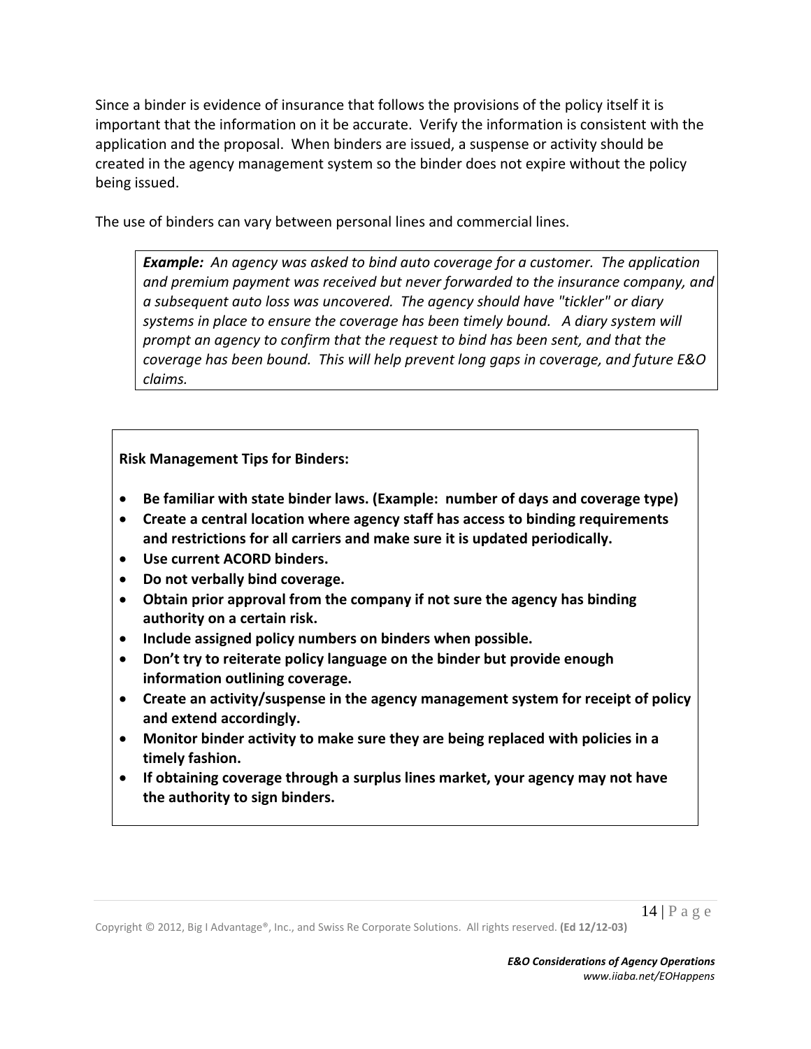Since a binder is evidence of insurance that follows the provisions of the policy itself it is important that the information on it be accurate. Verify the information is consistent with the application and the proposal. When binders are issued, a suspense or activity should be created in the agency management system so the binder does not expire without the policy being issued.

The use of binders can vary between personal lines and commercial lines.

> ***Example:*** *An agency was asked to bind auto coverage for a customer. The application and premium payment was received but never forwarded to the insurance company, and a subsequent auto loss was uncovered. The agency should have "tickler" or diary systems in place to ensure the coverage has been timely bound. A diary system will prompt an agency to confirm that the request to bind has been sent, and that the coverage has been bound. This will help prevent long gaps in coverage, and future E&O claims.*

**Risk Management Tips for Binders:**

- **Be familiar with state binder laws. (Example: number of days and coverage type)**
- **Create a central location where agency staff has access to binding requirements and restrictions for all carriers and make sure it is updated periodically.**
- **Use current ACORD binders.**
- **Do not verbally bind coverage.**
- **Obtain prior approval from the company if not sure the agency has binding authority on a certain risk.**
- **Include assigned policy numbers on binders when possible.**
- **Don't try to reiterate policy language on the binder but provide enough information outlining coverage.**
- **Create an activity/suspense in the agency management system for receipt of policy and extend accordingly.**
- **Monitor binder activity to make sure they are being replaced with policies in a timely fashion.**
- **If obtaining coverage through a surplus lines market, your agency may not have the authority to sign binders.**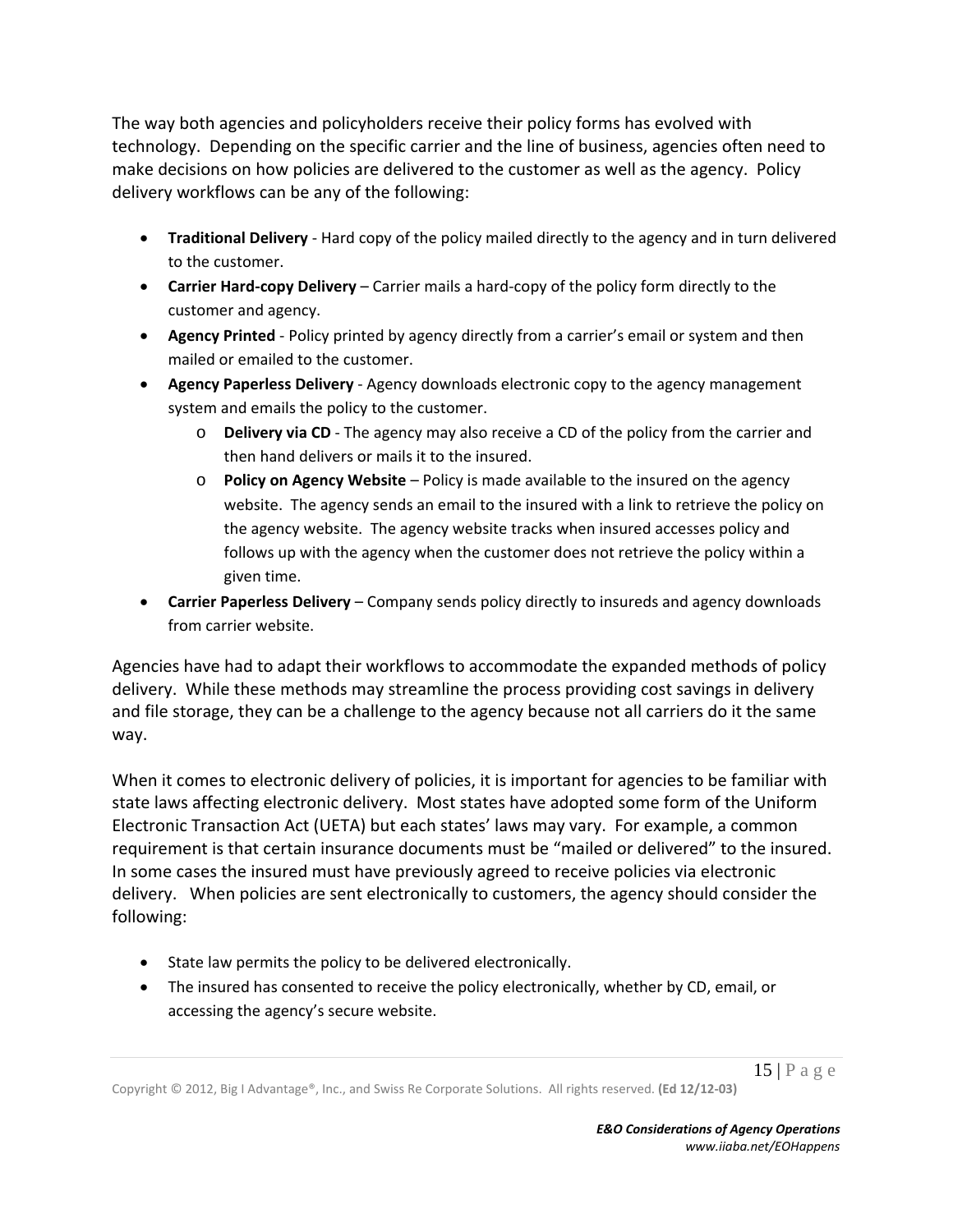The way both agencies and policyholders receive their policy forms has evolved with technology. Depending on the specific carrier and the line of business, agencies often need to make decisions on how policies are delivered to the customer as well as the agency. Policy delivery workflows can be any of the following:

- **Traditional Delivery** - Hard copy of the policy mailed directly to the agency and in turn delivered to the customer.
- **Carrier Hard-copy Delivery** – Carrier mails a hard-copy of the policy form directly to the customer and agency.
- **Agency Printed** - Policy printed by agency directly from a carrier's email or system and then mailed or emailed to the customer.
- **Agency Paperless Delivery** - Agency downloads electronic copy to the agency management system and emails the policy to the customer.
  - **Delivery via CD** - The agency may also receive a CD of the policy from the carrier and then hand delivers or mails it to the insured.
  - **Policy on Agency Website** – Policy is made available to the insured on the agency website. The agency sends an email to the insured with a link to retrieve the policy on the agency website. The agency website tracks when insured accesses policy and follows up with the agency when the customer does not retrieve the policy within a given time.
- **Carrier Paperless Delivery** – Company sends policy directly to insureds and agency downloads from carrier website.

Agencies have had to adapt their workflows to accommodate the expanded methods of policy delivery. While these methods may streamline the process providing cost savings in delivery and file storage, they can be a challenge to the agency because not all carriers do it the same way.

When it comes to electronic delivery of policies, it is important for agencies to be familiar with state laws affecting electronic delivery. Most states have adopted some form of the Uniform Electronic Transaction Act (UETA) but each states' laws may vary. For example, a common requirement is that certain insurance documents must be "mailed or delivered" to the insured. In some cases the insured must have previously agreed to receive policies via electronic delivery. When policies are sent electronically to customers, the agency should consider the following:

- State law permits the policy to be delivered electronically.
- The insured has consented to receive the policy electronically, whether by CD, email, or accessing the agency's secure website.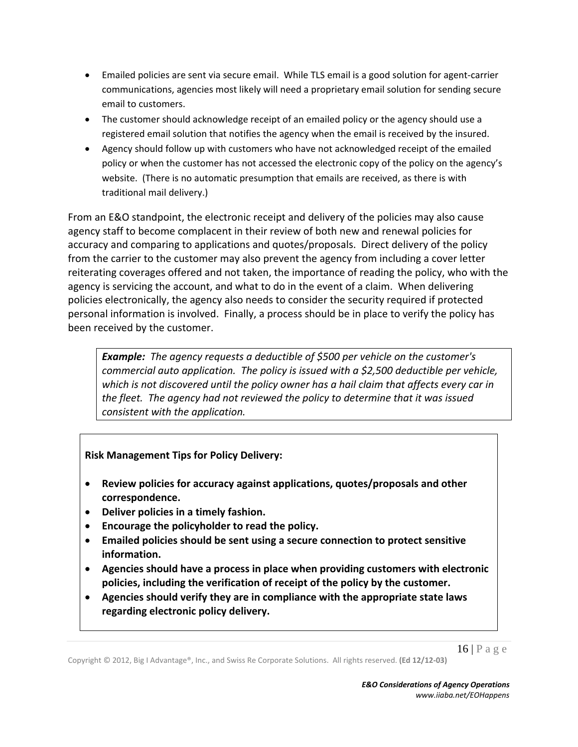- Emailed policies are sent via secure email. While TLS email is a good solution for agent-carrier communications, agencies most likely will need a proprietary email solution for sending secure email to customers.
- The customer should acknowledge receipt of an emailed policy or the agency should use a registered email solution that notifies the agency when the email is received by the insured.
- Agency should follow up with customers who have not acknowledged receipt of the emailed policy or when the customer has not accessed the electronic copy of the policy on the agency's website. (There is no automatic presumption that emails are received, as there is with traditional mail delivery.)

From an E&O standpoint, the electronic receipt and delivery of the policies may also cause agency staff to become complacent in their review of both new and renewal policies for accuracy and comparing to applications and quotes/proposals. Direct delivery of the policy from the carrier to the customer may also prevent the agency from including a cover letter reiterating coverages offered and not taken, the importance of reading the policy, who with the agency is servicing the account, and what to do in the event of a claim. When delivering policies electronically, the agency also needs to consider the security required if protected personal information is involved. Finally, a process should be in place to verify the policy has been received by the customer.

> ***Example:*** *The agency requests a deductible of $500 per vehicle on the customer's commercial auto application. The policy is issued with a $2,500 deductible per vehicle, which is not discovered until the policy owner has a hail claim that affects every car in the fleet. The agency had not reviewed the policy to determine that it was issued consistent with the application.*

**Risk Management Tips for Policy Delivery:**

- **Review policies for accuracy against applications, quotes/proposals and other correspondence.**
- **Deliver policies in a timely fashion.**
- **Encourage the policyholder to read the policy.**
- **Emailed policies should be sent using a secure connection to protect sensitive information.**
- **Agencies should have a process in place when providing customers with electronic policies, including the verification of receipt of the policy by the customer.**
- **Agencies should verify they are in compliance with the appropriate state laws regarding electronic policy delivery.**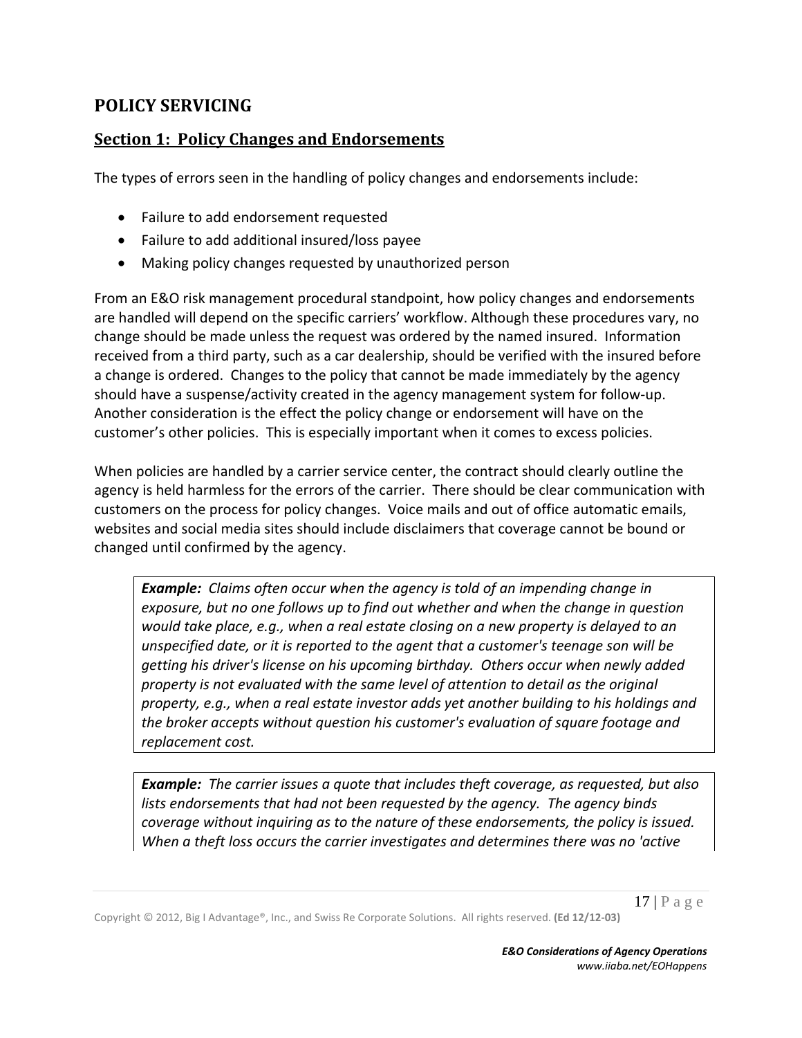# POLICY SERVICING

## Section 1: Policy Changes and Endorsements

The types of errors seen in the handling of policy changes and endorsements include:

- Failure to add endorsement requested
- Failure to add additional insured/loss payee
- Making policy changes requested by unauthorized person

From an E&O risk management procedural standpoint, how policy changes and endorsements are handled will depend on the specific carriers' workflow. Although these procedures vary, no change should be made unless the request was ordered by the named insured. Information received from a third party, such as a car dealership, should be verified with the insured before a change is ordered. Changes to the policy that cannot be made immediately by the agency should have a suspense/activity created in the agency management system for follow-up. Another consideration is the effect the policy change or endorsement will have on the customer's other policies. This is especially important when it comes to excess policies.

When policies are handled by a carrier service center, the contract should clearly outline the agency is held harmless for the errors of the carrier. There should be clear communication with customers on the process for policy changes. Voice mails and out of office automatic emails, websites and social media sites should include disclaimers that coverage cannot be bound or changed until confirmed by the agency.

> ***Example:*** *Claims often occur when the agency is told of an impending change in exposure, but no one follows up to find out whether and when the change in question would take place, e.g., when a real estate closing on a new property is delayed to an unspecified date, or it is reported to the agent that a customer's teenage son will be getting his driver's license on his upcoming birthday. Others occur when newly added property is not evaluated with the same level of attention to detail as the original property, e.g., when a real estate investor adds yet another building to his holdings and the broker accepts without question his customer's evaluation of square footage and replacement cost.*

> ***Example:*** *The carrier issues a quote that includes theft coverage, as requested, but also lists endorsements that had not been requested by the agency. The agency binds coverage without inquiring as to the nature of these endorsements, the policy is issued. When a theft loss occurs the carrier investigates and determines there was no 'active*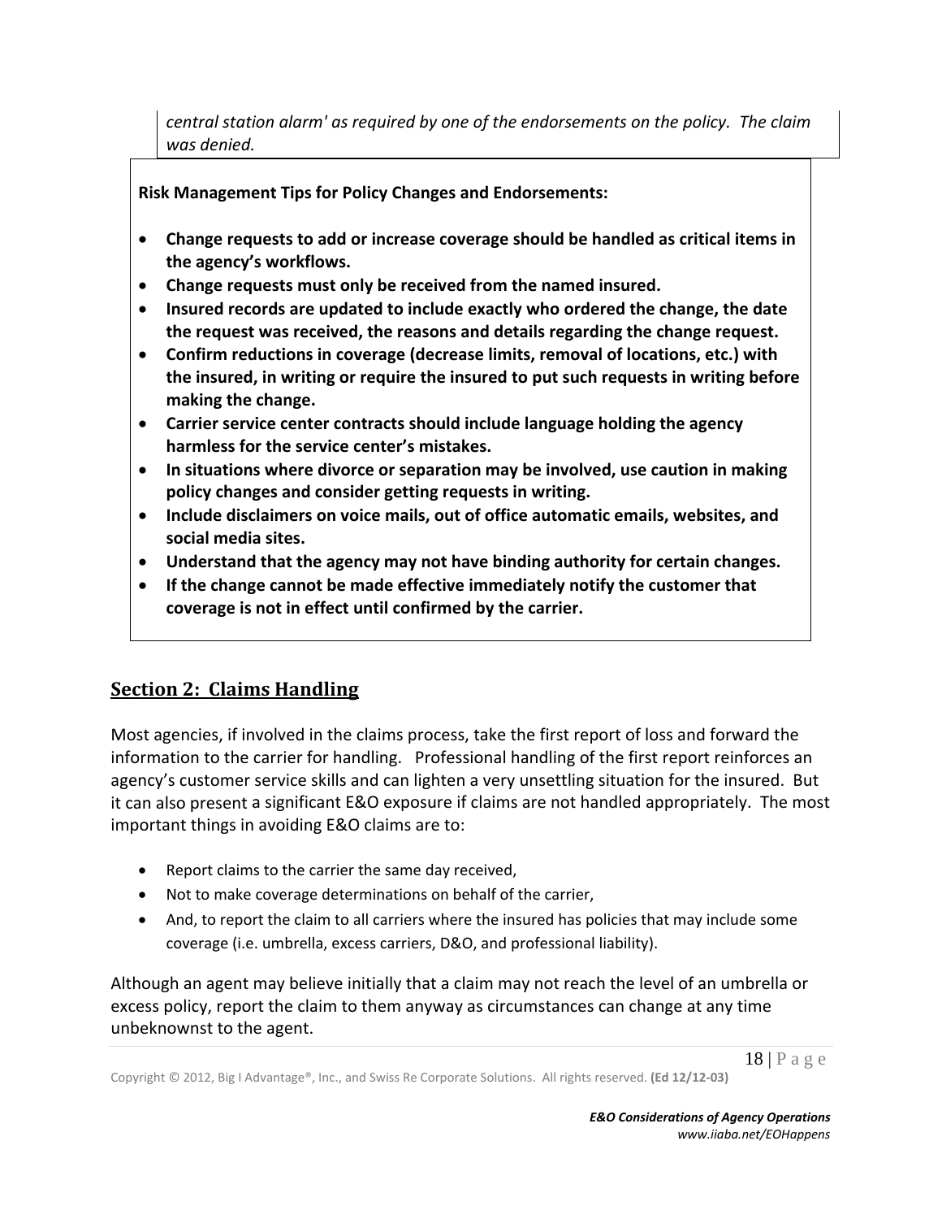*central station alarm' as required by one of the endorsements on the policy. The claim was denied.*

**Risk Management Tips for Policy Changes and Endorsements:**

- **Change requests to add or increase coverage should be handled as critical items in the agency's workflows.**
- **Change requests must only be received from the named insured.**
- **Insured records are updated to include exactly who ordered the change, the date the request was received, the reasons and details regarding the change request.**
- **Confirm reductions in coverage (decrease limits, removal of locations, etc.) with the insured, in writing or require the insured to put such requests in writing before making the change.**
- **Carrier service center contracts should include language holding the agency harmless for the service center's mistakes.**
- **In situations where divorce or separation may be involved, use caution in making policy changes and consider getting requests in writing.**
- **Include disclaimers on voice mails, out of office automatic emails, websites, and social media sites.**
- **Understand that the agency may not have binding authority for certain changes.**
- **If the change cannot be made effective immediately notify the customer that coverage is not in effect until confirmed by the carrier.**

## Section 2: Claims Handling

Most agencies, if involved in the claims process, take the first report of loss and forward the information to the carrier for handling. Professional handling of the first report reinforces an agency's customer service skills and can lighten a very unsettling situation for the insured. But it can also present a significant E&O exposure if claims are not handled appropriately. The most important things in avoiding E&O claims are to:

- Report claims to the carrier the same day received,
- Not to make coverage determinations on behalf of the carrier,
- And, to report the claim to all carriers where the insured has policies that may include some coverage (i.e. umbrella, excess carriers, D&O, and professional liability).

Although an agent may believe initially that a claim may not reach the level of an umbrella or excess policy, report the claim to them anyway as circumstances can change at any time unbeknownst to the agent.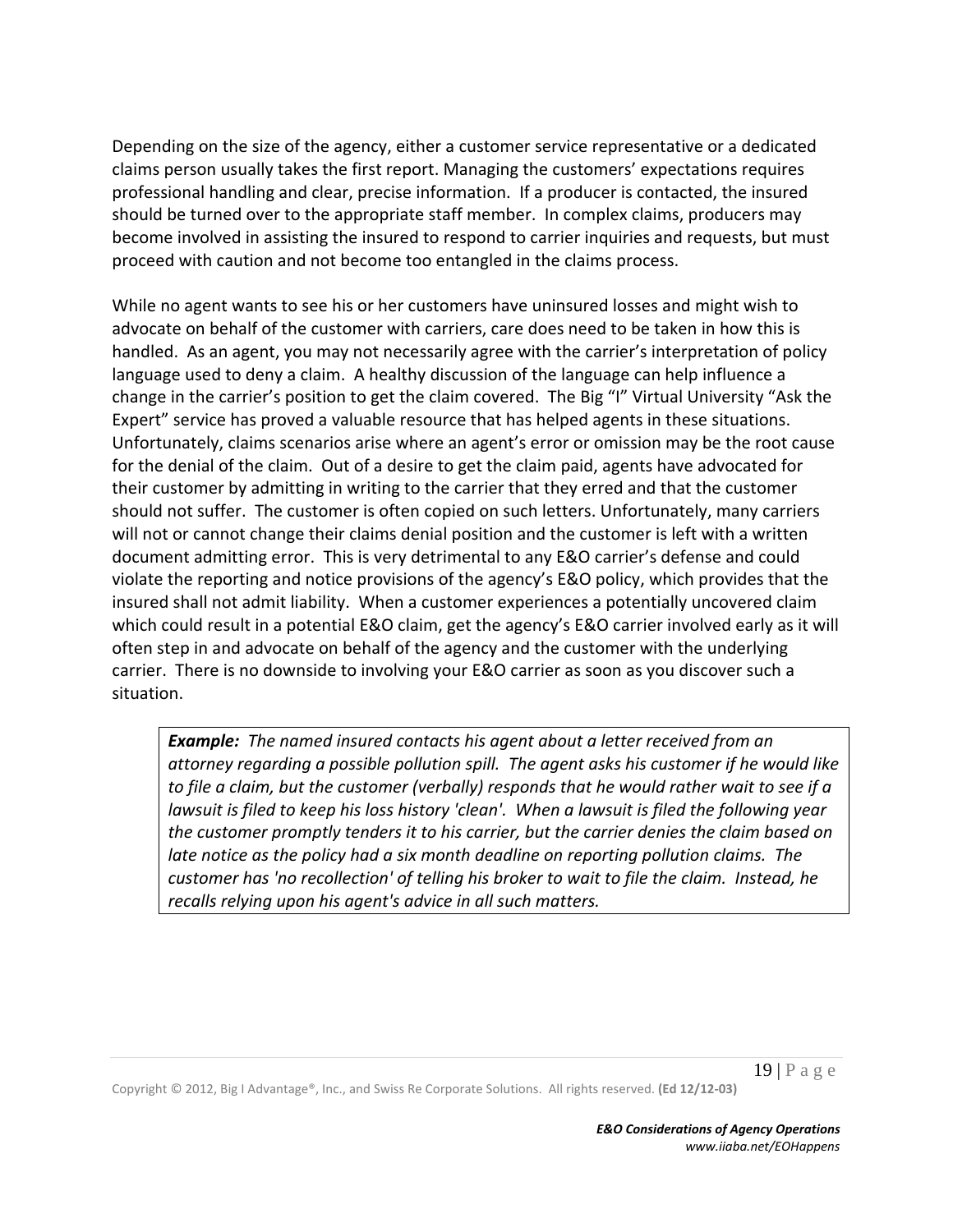Depending on the size of the agency, either a customer service representative or a dedicated claims person usually takes the first report. Managing the customers' expectations requires professional handling and clear, precise information. If a producer is contacted, the insured should be turned over to the appropriate staff member. In complex claims, producers may become involved in assisting the insured to respond to carrier inquiries and requests, but must proceed with caution and not become too entangled in the claims process.

While no agent wants to see his or her customers have uninsured losses and might wish to advocate on behalf of the customer with carriers, care does need to be taken in how this is handled. As an agent, you may not necessarily agree with the carrier's interpretation of policy language used to deny a claim. A healthy discussion of the language can help influence a change in the carrier's position to get the claim covered. The Big "I" Virtual University "Ask the Expert" service has proved a valuable resource that has helped agents in these situations. Unfortunately, claims scenarios arise where an agent's error or omission may be the root cause for the denial of the claim. Out of a desire to get the claim paid, agents have advocated for their customer by admitting in writing to the carrier that they erred and that the customer should not suffer. The customer is often copied on such letters. Unfortunately, many carriers will not or cannot change their claims denial position and the customer is left with a written document admitting error. This is very detrimental to any E&O carrier's defense and could violate the reporting and notice provisions of the agency's E&O policy, which provides that the insured shall not admit liability. When a customer experiences a potentially uncovered claim which could result in a potential E&O claim, get the agency's E&O carrier involved early as it will often step in and advocate on behalf of the agency and the customer with the underlying carrier. There is no downside to involving your E&O carrier as soon as you discover such a situation.

> ***Example:*** *The named insured contacts his agent about a letter received from an attorney regarding a possible pollution spill. The agent asks his customer if he would like to file a claim, but the customer (verbally) responds that he would rather wait to see if a lawsuit is filed to keep his loss history 'clean'. When a lawsuit is filed the following year the customer promptly tenders it to his carrier, but the carrier denies the claim based on late notice as the policy had a six month deadline on reporting pollution claims. The customer has 'no recollection' of telling his broker to wait to file the claim. Instead, he recalls relying upon his agent's advice in all such matters.*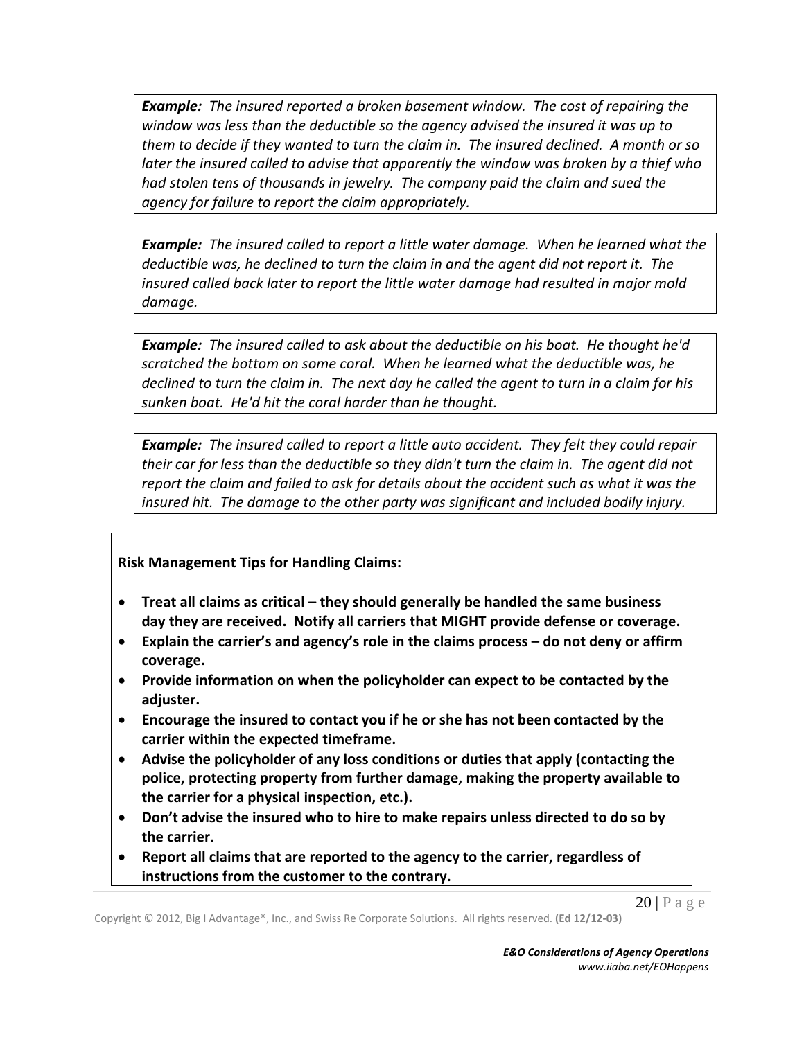***Example:*** *The insured reported a broken basement window. The cost of repairing the window was less than the deductible so the agency advised the insured it was up to them to decide if they wanted to turn the claim in. The insured declined. A month or so later the insured called to advise that apparently the window was broken by a thief who had stolen tens of thousands in jewelry. The company paid the claim and sued the agency for failure to report the claim appropriately.*

***Example:*** *The insured called to report a little water damage. When he learned what the deductible was, he declined to turn the claim in and the agent did not report it. The insured called back later to report the little water damage had resulted in major mold damage.*

***Example:*** *The insured called to ask about the deductible on his boat. He thought he'd scratched the bottom on some coral. When he learned what the deductible was, he declined to turn the claim in. The next day he called the agent to turn in a claim for his sunken boat. He'd hit the coral harder than he thought.*

***Example:*** *The insured called to report a little auto accident. They felt they could repair their car for less than the deductible so they didn't turn the claim in. The agent did not report the claim and failed to ask for details about the accident such as what it was the insured hit. The damage to the other party was significant and included bodily injury.*

**Risk Management Tips for Handling Claims:**

- **Treat all claims as critical – they should generally be handled the same business day they are received. Notify all carriers that MIGHT provide defense or coverage.**
- **Explain the carrier's and agency's role in the claims process – do not deny or affirm coverage.**
- **Provide information on when the policyholder can expect to be contacted by the adjuster.**
- **Encourage the insured to contact you if he or she has not been contacted by the carrier within the expected timeframe.**
- **Advise the policyholder of any loss conditions or duties that apply (contacting the police, protecting property from further damage, making the property available to the carrier for a physical inspection, etc.).**
- **Don't advise the insured who to hire to make repairs unless directed to do so by the carrier.**
- **Report all claims that are reported to the agency to the carrier, regardless of instructions from the customer to the contrary.**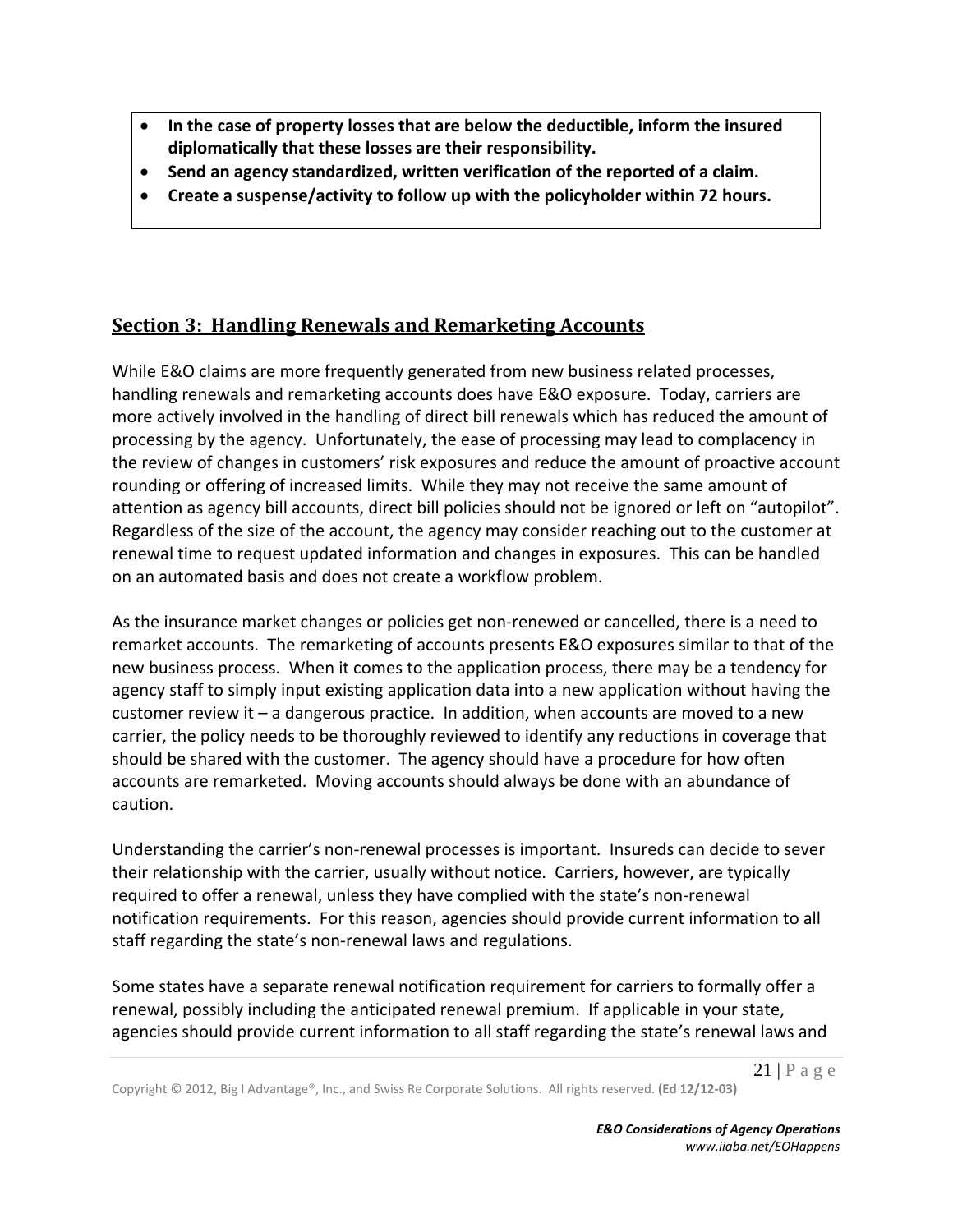- **In the case of property losses that are below the deductible, inform the insured diplomatically that these losses are their responsibility.**
- **Send an agency standardized, written verification of the reported of a claim.**
- **Create a suspense/activity to follow up with the policyholder within 72 hours.**

## Section 3: Handling Renewals and Remarketing Accounts

While E&O claims are more frequently generated from new business related processes, handling renewals and remarketing accounts does have E&O exposure. Today, carriers are more actively involved in the handling of direct bill renewals which has reduced the amount of processing by the agency. Unfortunately, the ease of processing may lead to complacency in the review of changes in customers' risk exposures and reduce the amount of proactive account rounding or offering of increased limits. While they may not receive the same amount of attention as agency bill accounts, direct bill policies should not be ignored or left on "autopilot". Regardless of the size of the account, the agency may consider reaching out to the customer at renewal time to request updated information and changes in exposures. This can be handled on an automated basis and does not create a workflow problem.

As the insurance market changes or policies get non-renewed or cancelled, there is a need to remarket accounts. The remarketing of accounts presents E&O exposures similar to that of the new business process. When it comes to the application process, there may be a tendency for agency staff to simply input existing application data into a new application without having the customer review it – a dangerous practice. In addition, when accounts are moved to a new carrier, the policy needs to be thoroughly reviewed to identify any reductions in coverage that should be shared with the customer. The agency should have a procedure for how often accounts are remarketed. Moving accounts should always be done with an abundance of caution.

Understanding the carrier's non-renewal processes is important. Insureds can decide to sever their relationship with the carrier, usually without notice. Carriers, however, are typically required to offer a renewal, unless they have complied with the state's non-renewal notification requirements. For this reason, agencies should provide current information to all staff regarding the state's non-renewal laws and regulations.

Some states have a separate renewal notification requirement for carriers to formally offer a renewal, possibly including the anticipated renewal premium. If applicable in your state, agencies should provide current information to all staff regarding the state's renewal laws and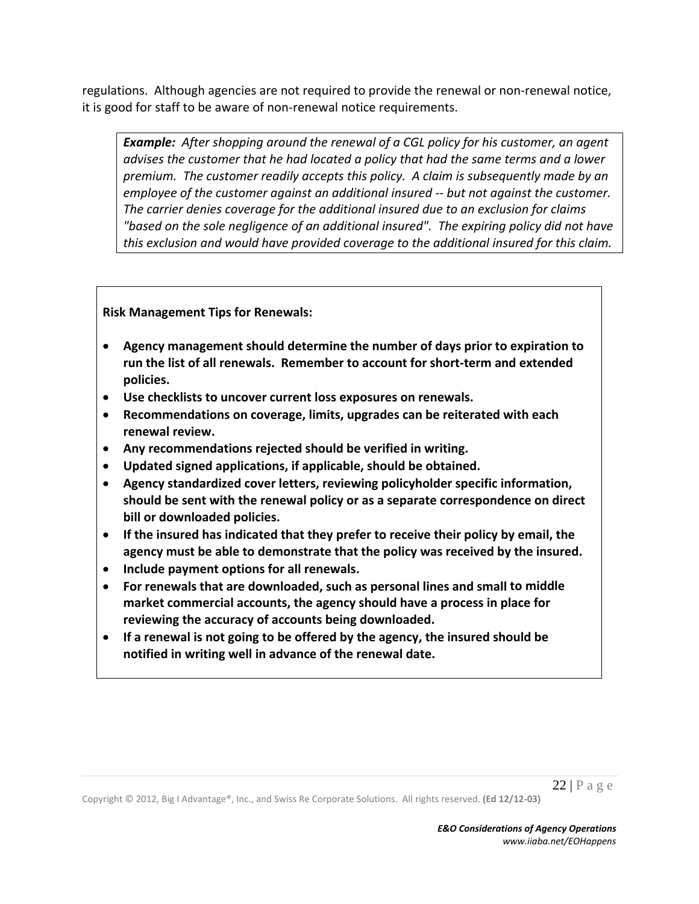regulations. Although agencies are not required to provide the renewal or non-renewal notice, it is good for staff to be aware of non-renewal notice requirements.

> ***Example:*** *After shopping around the renewal of a CGL policy for his customer, an agent advises the customer that he had located a policy that had the same terms and a lower premium. The customer readily accepts this policy. A claim is subsequently made by an employee of the customer against an additional insured -- but not against the customer. The carrier denies coverage for the additional insured due to an exclusion for claims "based on the sole negligence of an additional insured". The expiring policy did not have this exclusion and would have provided coverage to the additional insured for this claim.*

**Risk Management Tips for Renewals:**

- **Agency management should determine the number of days prior to expiration to run the list of all renewals. Remember to account for short-term and extended policies.**
- **Use checklists to uncover current loss exposures on renewals.**
- **Recommendations on coverage, limits, upgrades can be reiterated with each renewal review.**
- **Any recommendations rejected should be verified in writing.**
- **Updated signed applications, if applicable, should be obtained.**
- **Agency standardized cover letters, reviewing policyholder specific information, should be sent with the renewal policy or as a separate correspondence on direct bill or downloaded policies.**
- **If the insured has indicated that they prefer to receive their policy by email, the agency must be able to demonstrate that the policy was received by the insured.**
- **Include payment options for all renewals.**
- **For renewals that are downloaded, such as personal lines and small to middle market commercial accounts, the agency should have a process in place for reviewing the accuracy of accounts being downloaded.**
- **If a renewal is not going to be offered by the agency, the insured should be notified in writing well in advance of the renewal date.**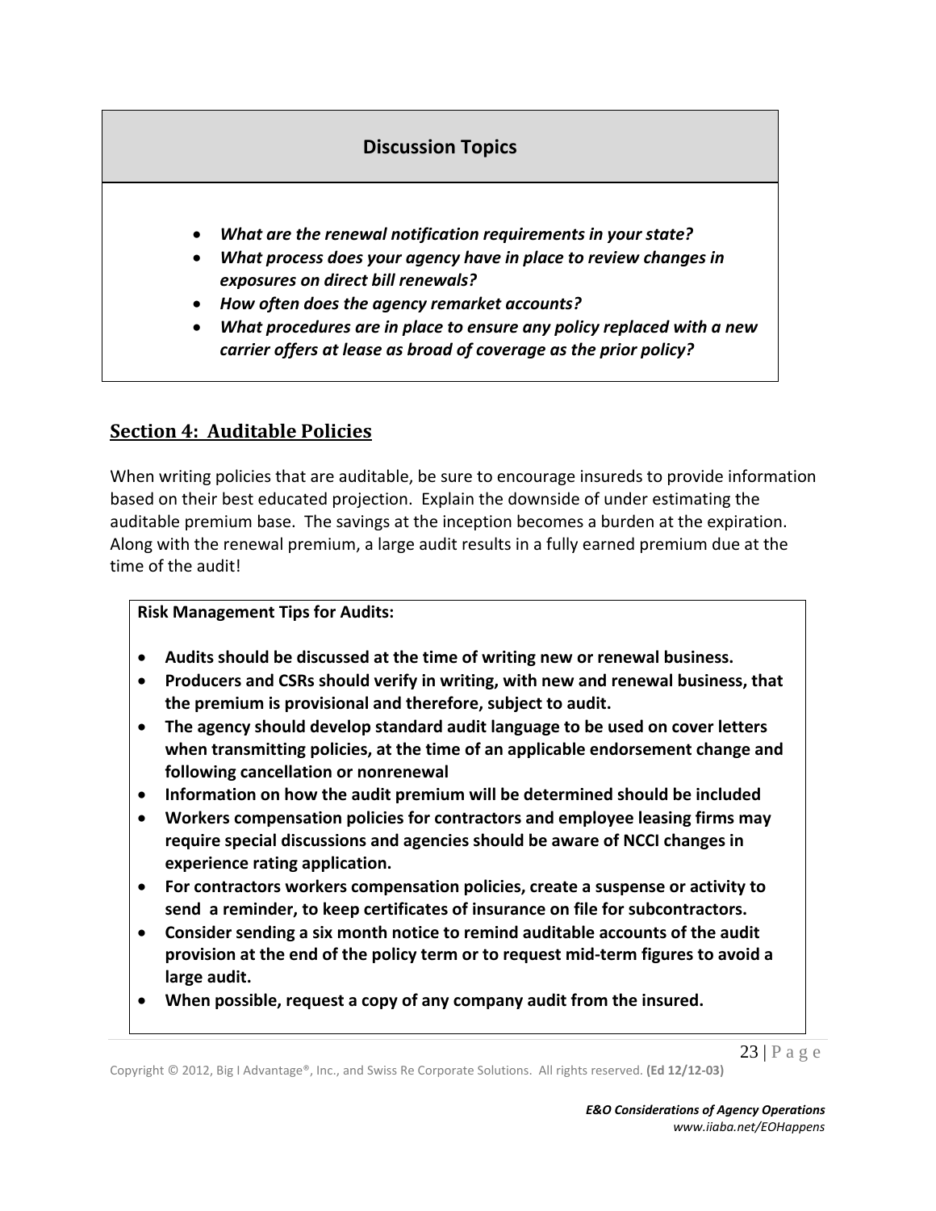### Discussion Topics

- ***What are the renewal notification requirements in your state?***
- ***What process does your agency have in place to review changes in exposures on direct bill renewals?***
- ***How often does the agency remarket accounts?***
- ***What procedures are in place to ensure any policy replaced with a new carrier offers at lease as broad of coverage as the prior policy?***

## Section 4: Auditable Policies

When writing policies that are auditable, be sure to encourage insureds to provide information based on their best educated projection. Explain the downside of under estimating the auditable premium base. The savings at the inception becomes a burden at the expiration. Along with the renewal premium, a large audit results in a fully earned premium due at the time of the audit!

**Risk Management Tips for Audits:**

- **Audits should be discussed at the time of writing new or renewal business.**
- **Producers and CSRs should verify in writing, with new and renewal business, that the premium is provisional and therefore, subject to audit.**
- **The agency should develop standard audit language to be used on cover letters when transmitting policies, at the time of an applicable endorsement change and following cancellation or nonrenewal**
- **Information on how the audit premium will be determined should be included**
- **Workers compensation policies for contractors and employee leasing firms may require special discussions and agencies should be aware of NCCI changes in experience rating application.**
- **For contractors workers compensation policies, create a suspense or activity to send a reminder, to keep certificates of insurance on file for subcontractors.**
- **Consider sending a six month notice to remind auditable accounts of the audit provision at the end of the policy term or to request mid-term figures to avoid a large audit.**
- **When possible, request a copy of any company audit from the insured.**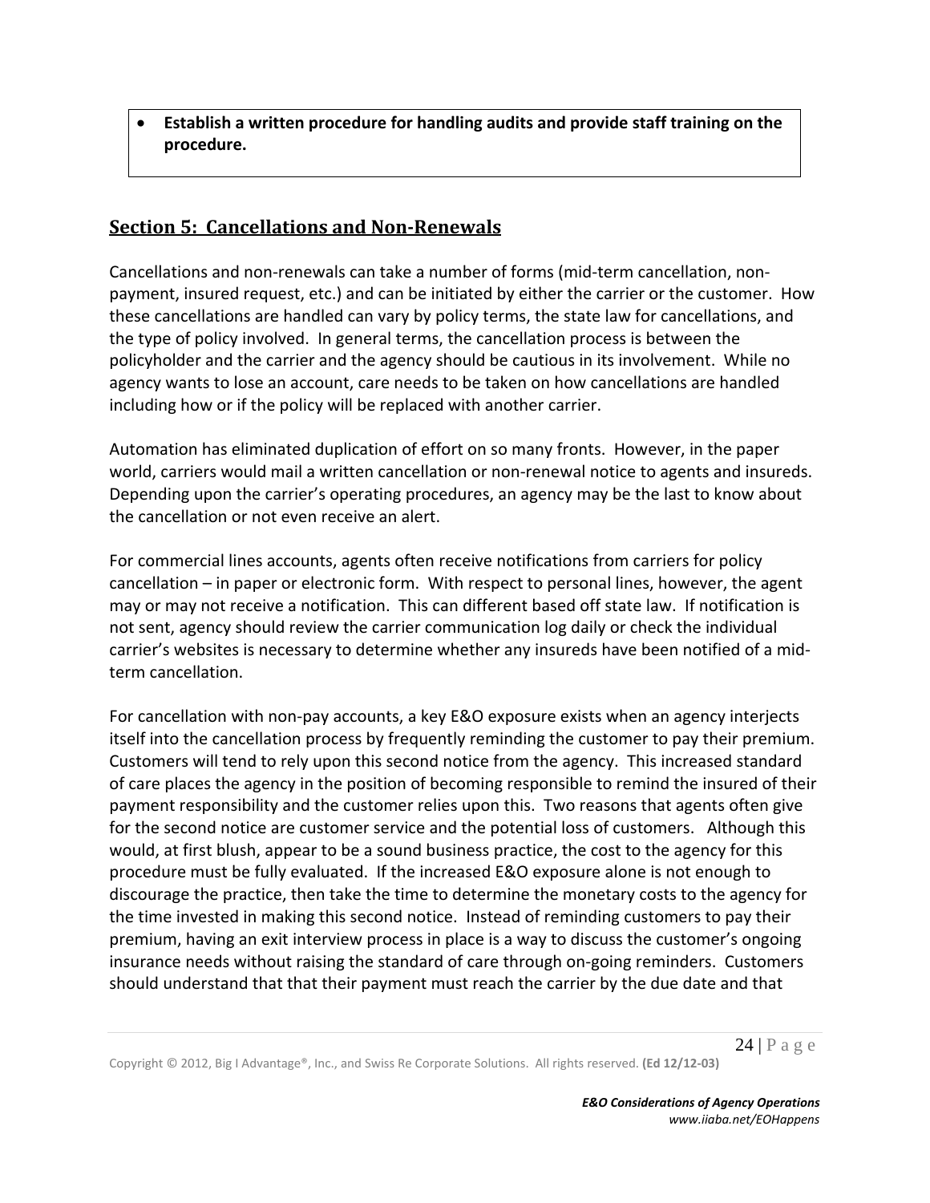- **Establish a written procedure for handling audits and provide staff training on the procedure.**

## Section 5: Cancellations and Non-Renewals

Cancellations and non-renewals can take a number of forms (mid-term cancellation, non-payment, insured request, etc.) and can be initiated by either the carrier or the customer. How these cancellations are handled can vary by policy terms, the state law for cancellations, and the type of policy involved. In general terms, the cancellation process is between the policyholder and the carrier and the agency should be cautious in its involvement. While no agency wants to lose an account, care needs to be taken on how cancellations are handled including how or if the policy will be replaced with another carrier.

Automation has eliminated duplication of effort on so many fronts. However, in the paper world, carriers would mail a written cancellation or non-renewal notice to agents and insureds. Depending upon the carrier's operating procedures, an agency may be the last to know about the cancellation or not even receive an alert.

For commercial lines accounts, agents often receive notifications from carriers for policy cancellation – in paper or electronic form. With respect to personal lines, however, the agent may or may not receive a notification. This can different based off state law. If notification is not sent, agency should review the carrier communication log daily or check the individual carrier's websites is necessary to determine whether any insureds have been notified of a mid-term cancellation.

For cancellation with non-pay accounts, a key E&O exposure exists when an agency interjects itself into the cancellation process by frequently reminding the customer to pay their premium. Customers will tend to rely upon this second notice from the agency. This increased standard of care places the agency in the position of becoming responsible to remind the insured of their payment responsibility and the customer relies upon this. Two reasons that agents often give for the second notice are customer service and the potential loss of customers. Although this would, at first blush, appear to be a sound business practice, the cost to the agency for this procedure must be fully evaluated. If the increased E&O exposure alone is not enough to discourage the practice, then take the time to determine the monetary costs to the agency for the time invested in making this second notice. Instead of reminding customers to pay their premium, having an exit interview process in place is a way to discuss the customer's ongoing insurance needs without raising the standard of care through on-going reminders. Customers should understand that that their payment must reach the carrier by the due date and that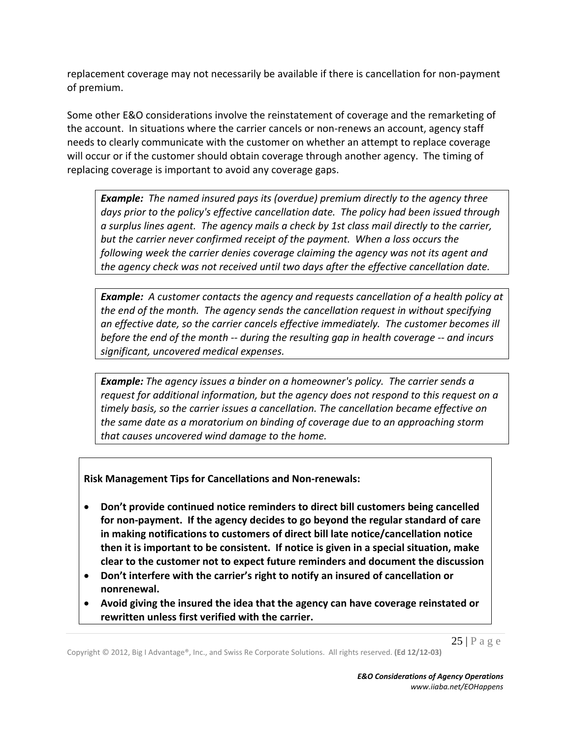replacement coverage may not necessarily be available if there is cancellation for non-payment of premium.

Some other E&O considerations involve the reinstatement of coverage and the remarketing of the account. In situations where the carrier cancels or non-renews an account, agency staff needs to clearly communicate with the customer on whether an attempt to replace coverage will occur or if the customer should obtain coverage through another agency. The timing of replacing coverage is important to avoid any coverage gaps.

> ***Example:*** *The named insured pays its (overdue) premium directly to the agency three days prior to the policy's effective cancellation date. The policy had been issued through a surplus lines agent. The agency mails a check by 1st class mail directly to the carrier, but the carrier never confirmed receipt of the payment. When a loss occurs the following week the carrier denies coverage claiming the agency was not its agent and the agency check was not received until two days after the effective cancellation date.*

> ***Example:*** *A customer contacts the agency and requests cancellation of a health policy at the end of the month. The agency sends the cancellation request in without specifying an effective date, so the carrier cancels effective immediately. The customer becomes ill before the end of the month -- during the resulting gap in health coverage -- and incurs significant, uncovered medical expenses.*

> ***Example:*** *The agency issues a binder on a homeowner's policy. The carrier sends a request for additional information, but the agency does not respond to this request on a timely basis, so the carrier issues a cancellation. The cancellation became effective on the same date as a moratorium on binding of coverage due to an approaching storm that causes uncovered wind damage to the home.*

**Risk Management Tips for Cancellations and Non-renewals:**

- **Don't provide continued notice reminders to direct bill customers being cancelled for non-payment. If the agency decides to go beyond the regular standard of care in making notifications to customers of direct bill late notice/cancellation notice then it is important to be consistent. If notice is given in a special situation, make clear to the customer not to expect future reminders and document the discussion**
- **Don't interfere with the carrier's right to notify an insured of cancellation or nonrenewal.**
- **Avoid giving the insured the idea that the agency can have coverage reinstated or rewritten unless first verified with the carrier.**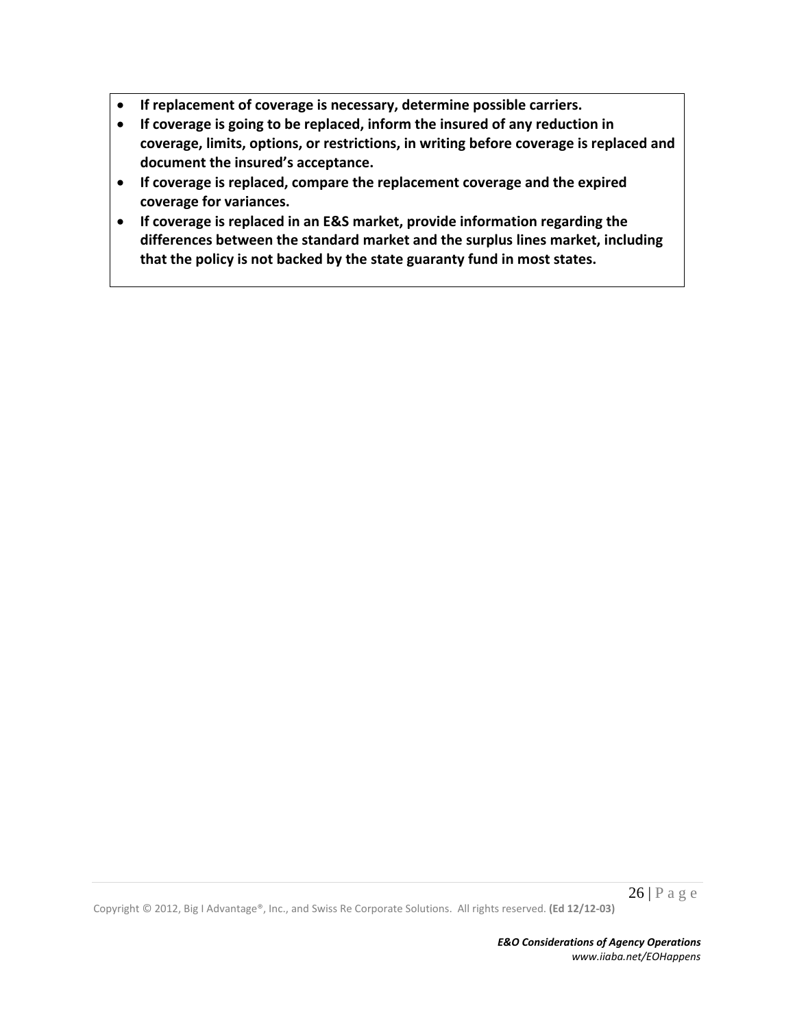- **If replacement of coverage is necessary, determine possible carriers.**
- **If coverage is going to be replaced, inform the insured of any reduction in coverage, limits, options, or restrictions, in writing before coverage is replaced and document the insured's acceptance.**
- **If coverage is replaced, compare the replacement coverage and the expired coverage for variances.**
- **If coverage is replaced in an E&S market, provide information regarding the differences between the standard market and the surplus lines market, including that the policy is not backed by the state guaranty fund in most states.**